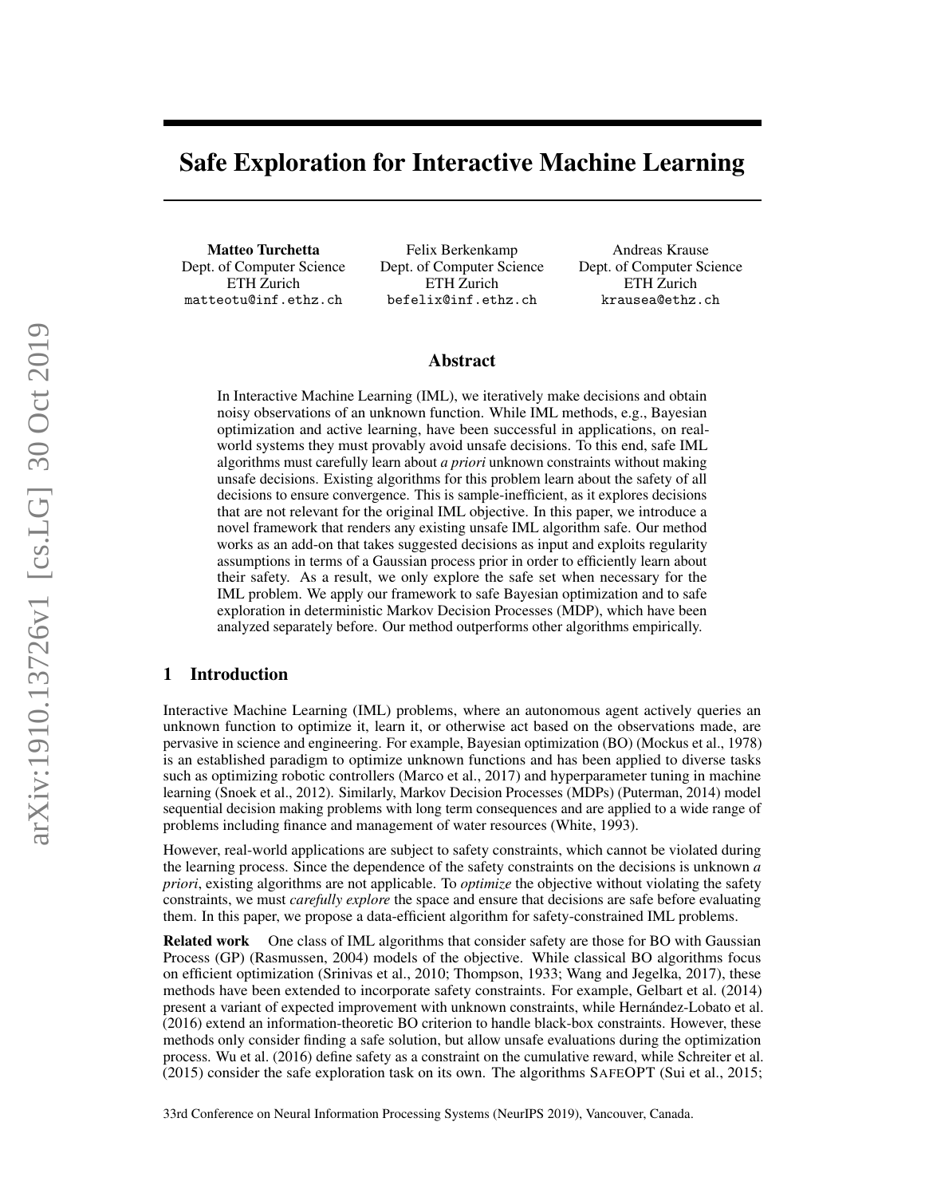# Safe Exploration for Interactive Machine Learning

**Matteo Turchetta**
Dept. of Computer Science
ETH Zurich
matteotu@inf.ethz.ch

Felix Berkenkamp
Dept. of Computer Science
ETH Zurich
befelix@inf.ethz.ch

Andreas Krause
Dept. of Computer Science
ETH Zurich
krausea@ethz.ch

## Abstract

In Interactive Machine Learning (IML), we iteratively make decisions and obtain noisy observations of an unknown function. While IML methods, e.g., Bayesian optimization and active learning, have been successful in applications, on real-world systems they must provably avoid unsafe decisions. To this end, safe IML algorithms must carefully learn about *a priori* unknown constraints without making unsafe decisions. Existing algorithms for this problem learn about the safety of all decisions to ensure convergence. This is sample-inefficient, as it explores decisions that are not relevant for the original IML objective. In this paper, we introduce a novel framework that renders any existing unsafe IML algorithm safe. Our method works as an add-on that takes suggested decisions as input and exploits regularity assumptions in terms of a Gaussian process prior in order to efficiently learn about their safety. As a result, we only explore the safe set when necessary for the IML problem. We apply our framework to safe Bayesian optimization and to safe exploration in deterministic Markov Decision Processes (MDP), which have been analyzed separately before. Our method outperforms other algorithms empirically.

## 1 Introduction

Interactive Machine Learning (IML) problems, where an autonomous agent actively queries an unknown function to optimize it, learn it, or otherwise act based on the observations made, are pervasive in science and engineering. For example, Bayesian optimization (BO) (Mockus et al., 1978) is an established paradigm to optimize unknown functions and has been applied to diverse tasks such as optimizing robotic controllers (Marco et al., 2017) and hyperparameter tuning in machine learning (Snoek et al., 2012). Similarly, Markov Decision Processes (MDPs) (Puterman, 2014) model sequential decision making problems with long term consequences and are applied to a wide range of problems including finance and management of water resources (White, 1993).

However, real-world applications are subject to safety constraints, which cannot be violated during the learning process. Since the dependence of the safety constraints on the decisions is unknown *a priori*, existing algorithms are not applicable. To *optimize* the objective without violating the safety constraints, we must *carefully explore* the space and ensure that decisions are safe before evaluating them. In this paper, we propose a data-efficient algorithm for safety-constrained IML problems.

**Related work** One class of IML algorithms that consider safety are those for BO with Gaussian Process (GP) (Rasmussen, 2004) models of the objective. While classical BO algorithms focus on efficient optimization (Srinivas et al., 2010; Thompson, 1933; Wang and Jegelka, 2017), these methods have been extended to incorporate safety constraints. For example, Gelbart et al. (2014) present a variant of expected improvement with unknown constraints, while Hernández-Lobato et al. (2016) extend an information-theoretic BO criterion to handle black-box constraints. However, these methods only consider finding a safe solution, but allow unsafe evaluations during the optimization process. Wu et al. (2016) define safety as a constraint on the cumulative reward, while Schreiter et al. (2015) consider the safe exploration task on its own. The algorithms SAFEOPT (Sui et al., 2015;

33rd Conference on Neural Information Processing Systems (NeurIPS 2019), Vancouver, Canada.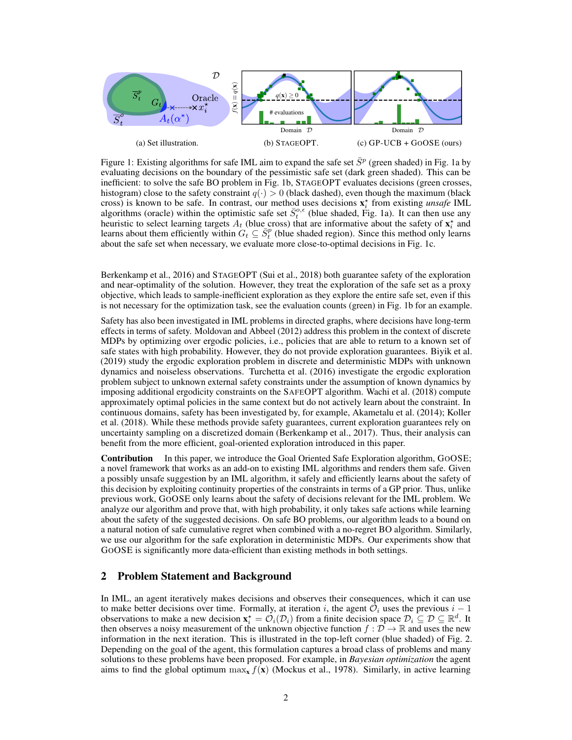(a) Set illustration.

(b) StageOpt.

(c) GP-UCB + GoOSE (ours)

Figure 1: Existing algorithms for safe IML aim to expand the safe set $\bar{S}^p$ (green shaded) in Fig. 1a by evaluating decisions on the boundary of the pessimistic safe set (dark green shaded). This can be inefficient: to solve the safe BO problem in Fig. 1b, StageOpt evaluates decisions (green crosses, histogram) close to the safety constraint $q(\cdot) > 0$ (black dashed), even though the maximum (black cross) is known to be safe. In contrast, our method uses decisions $\mathbf{x}_i^\star$ from existing *unsafe* IML algorithms (oracle) within the optimistic safe set $\bar{S}_t^{o,\epsilon}$ (blue shaded, Fig. 1a). It can then use any heuristic to select learning targets $A_t$ (blue cross) that are informative about the safety of $\mathbf{x}_i^\star$ and learns about them efficiently within $G_t \subseteq \bar{S}_t^p$ (blue shaded region). Since this method only learns about the safe set when necessary, we evaluate more close-to-optimal decisions in Fig. 1c.

Berkenkamp et al., 2016) and StageOpt (Sui et al., 2018) both guarantee safety of the exploration and near-optimality of the solution. However, they treat the exploration of the safe set as a proxy objective, which leads to sample-inefficient exploration as they explore the entire safe set, even if this is not necessary for the optimization task, see the evaluation counts (green) in Fig. 1b for an example.

Safety has also been investigated in IML problems in directed graphs, where decisions have long-term effects in terms of safety. Moldovan and Abbeel (2012) address this problem in the context of discrete MDPs by optimizing over ergodic policies, i.e., policies that are able to return to a known set of safe states with high probability. However, they do not provide exploration guarantees. Biyik et al. (2019) study the ergodic exploration problem in discrete and deterministic MDPs with unknown dynamics and noiseless observations. Turchetta et al. (2016) investigate the ergodic exploration problem subject to unknown external safety constraints under the assumption of known dynamics by imposing additional ergodicity constraints on the SafeOpt algorithm. Wachi et al. (2018) compute approximately optimal policies in the same context but do not actively learn about the constraint. In continuous domains, safety has been investigated by, for example, Akametalu et al. (2014); Koller et al. (2018). While these methods provide safety guarantees, current exploration guarantees rely on uncertainty sampling on a discretized domain (Berkenkamp et al., 2017). Thus, their analysis can benefit from the more efficient, goal-oriented exploration introduced in this paper.

**Contribution** In this paper, we introduce the Goal Oriented Safe Exploration algorithm, GoOSE; a novel framework that works as an add-on to existing IML algorithms and renders them safe. Given a possibly unsafe suggestion by an IML algorithm, it safely and efficiently learns about the safety of this decision by exploiting continuity properties of the constraints in terms of a GP prior. Thus, unlike previous work, GoOSE only learns about the safety of decisions relevant for the IML problem. We analyze our algorithm and prove that, with high probability, it only takes safe actions while learning about the safety of the suggested decisions. On safe BO problems, our algorithm leads to a bound on a natural notion of safe cumulative regret when combined with a no-regret BO algorithm. Similarly, we use our algorithm for the safe exploration in deterministic MDPs. Our experiments show that GoOSE is significantly more data-efficient than existing methods in both settings.

## 2 Problem Statement and Background

In IML, an agent iteratively makes decisions and observes their consequences, which it can use to make better decisions over time. Formally, at iteration $i$, the agent $\mathcal{O}_i$ uses the previous $i-1$ observations to make a new decision $\mathbf{x}_i^\star = \mathcal{O}_i(\mathcal{D}_i)$ from a finite decision space $\mathcal{D}_i \subseteq \mathcal{D} \subseteq \mathbb{R}^d$. It then observes a noisy measurement of the unknown objective function $f : \mathcal{D} \to \mathbb{R}$ and uses the new information in the next iteration. This is illustrated in the top-left corner (blue shaded) of Fig. 2. Depending on the goal of the agent, this formulation captures a broad class of problems and many solutions to these problems have been proposed. For example, in *Bayesian optimization* the agent aims to find the global optimum $\max_{\mathbf{x}} f(\mathbf{x})$ (Mockus et al., 1978). Similarly, in active learning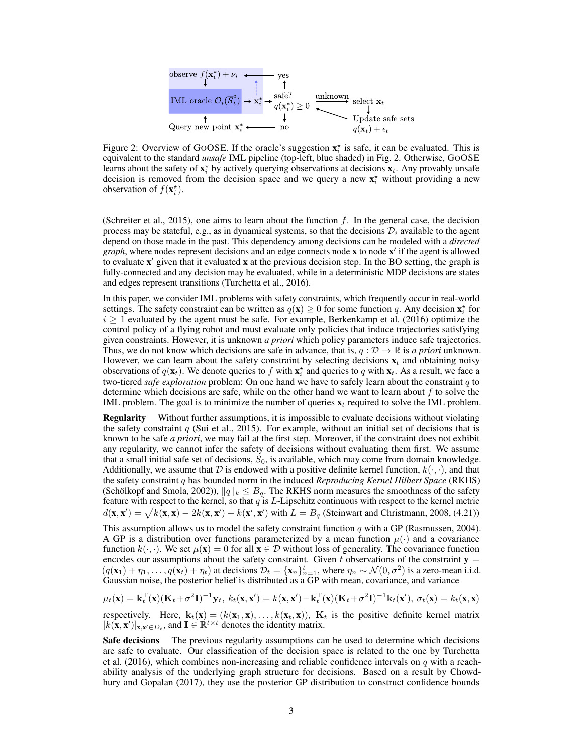Figure 2: Overview of GOOSE. If the oracle's suggestion $\mathbf{x}_i^\star$ is safe, it can be evaluated. This is equivalent to the standard *unsafe* IML pipeline (top-left, blue shaded) in Fig. 2. Otherwise, GOOSE learns about the safety of $\mathbf{x}_i^\star$ by actively querying observations at decisions $\mathbf{x}_t$. Any provably unsafe decision is removed from the decision space and we query a new $\mathbf{x}_i^\star$ without providing a new observation of $f(\mathbf{x}_i^\star)$.

(Schreiter et al., 2015), one aims to learn about the function $f$. In the general case, the decision process may be stateful, e.g., as in dynamical systems, so that the decisions $\mathcal{D}_i$ available to the agent depend on those made in the past. This dependency among decisions can be modeled with a *directed graph*, where nodes represent decisions and an edge connects node $\mathbf{x}$ to node $\mathbf{x}'$ if the agent is allowed to evaluate $\mathbf{x}'$ given that it evaluated $\mathbf{x}$ at the previous decision step. In the BO setting, the graph is fully-connected and any decision may be evaluated, while in a deterministic MDP decisions are states and edges represent transitions (Turchetta et al., 2016).

In this paper, we consider IML problems with safety constraints, which frequently occur in real-world settings. The safety constraint can be written as $q(\mathbf{x}) \geq 0$ for some function $q$. Any decision $\mathbf{x}_i^\star$ for $i \geq 1$ evaluated by the agent must be safe. For example, Berkenkamp et al. (2016) optimize the control policy of a flying robot and must evaluate only policies that induce trajectories satisfying given constraints. However, it is unknown *a priori* which policy parameters induce safe trajectories. Thus, we do not know which decisions are safe in advance, that is, $q : \mathcal{D} \to \mathbb{R}$ is *a priori* unknown. However, we can learn about the safety constraint by selecting decisions $\mathbf{x}_t$ and obtaining noisy observations of $q(\mathbf{x}_t)$. We denote queries to $f$ with $\mathbf{x}_i^\star$ and queries to $q$ with $\mathbf{x}_t$. As a result, we face a two-tiered *safe exploration* problem: On one hand we have to safely learn about the constraint $q$ to determine which decisions are safe, while on the other hand we want to learn about $f$ to solve the IML problem. The goal is to minimize the number of queries $\mathbf{x}_t$ required to solve the IML problem.

**Regularity** Without further assumptions, it is impossible to evaluate decisions without violating the safety constraint $q$ (Sui et al., 2015). For example, without an initial set of decisions that is known to be safe *a priori*, we may fail at the first step. Moreover, if the constraint does not exhibit any regularity, we cannot infer the safety of decisions without evaluating them first. We assume that a small initial safe set of decisions, $S_0$, is available, which may come from domain knowledge. Additionally, we assume that $\mathcal{D}$ is endowed with a positive definite kernel function, $k(\cdot,\cdot)$, and that the safety constraint $q$ has bounded norm in the induced *Reproducing Kernel Hilbert Space* (RKHS) (Schölkopf and Smola, 2002)), $\|q\|_k \leq B_q$. The RKHS norm measures the smoothness of the safety feature with respect to the kernel, so that $q$ is $L$-Lipschitz continuous with respect to the kernel metric $d(\mathbf{x},\mathbf{x}') = \sqrt{k(\mathbf{x},\mathbf{x}) - 2k(\mathbf{x},\mathbf{x}') + k(\mathbf{x}',\mathbf{x}')}$ with $L = B_q$ (Steinwart and Christmann, 2008, (4.21))

This assumption allows us to model the safety constraint function $q$ with a GP (Rasmussen, 2004). A GP is a distribution over functions parameterized by a mean function $\mu(\cdot)$ and a covariance function $k(\cdot,\cdot)$. We set $\mu(\mathbf{x}) = 0$ for all $\mathbf{x} \in \mathcal{D}$ without loss of generality. The covariance function encodes our assumptions about the safety constraint. Given $t$ observations of the constraint $\mathbf{y} = (q(\mathbf{x}_1) + \eta_1, \ldots, q(\mathbf{x}_t) + \eta_t)$ at decisions $\mathcal{D}_t = \{\mathbf{x}_n\}_{n=1}^t$, where $\eta_n \sim \mathcal{N}(0,\sigma^2)$ is a zero-mean i.i.d. Gaussian noise, the posterior belief is distributed as a GP with mean, covariance, and variance

$$\mu_t(\mathbf{x}) = \mathbf{k}_t^{\mathrm{T}}(\mathbf{x})(\mathbf{K}_t + \sigma^2\mathbf{I})^{-1}\mathbf{y}_t,\ k_t(\mathbf{x},\mathbf{x}') = k(\mathbf{x},\mathbf{x}') - \mathbf{k}_t^{\mathrm{T}}(\mathbf{x})(\mathbf{K}_t + \sigma^2\mathbf{I})^{-1}\mathbf{k}_t(\mathbf{x}'),\ \sigma_t(\mathbf{x}) = k_t(\mathbf{x},\mathbf{x})$$

respectively. Here, $\mathbf{k}_t(\mathbf{x}) = (k(\mathbf{x}_1,\mathbf{x}),\ldots,k(\mathbf{x}_t,\mathbf{x}))$, $\mathbf{K}_t$ is the positive definite kernel matrix $[k(\mathbf{x},\mathbf{x}')]_{\mathbf{x},\mathbf{x}'\in\mathcal{D}_t}$, and $\mathbf{I} \in \mathbb{R}^{t\times t}$ denotes the identity matrix.

**Safe decisions** The previous regularity assumptions can be used to determine which decisions are safe to evaluate. Our classification of the decision space is related to the one by Turchetta et al. (2016), which combines non-increasing and reliable confidence intervals on $q$ with a reachability analysis of the underlying graph structure for decisions. Based on a result by Chowdhury and Gopalan (2017), they use the posterior GP distribution to construct confidence bounds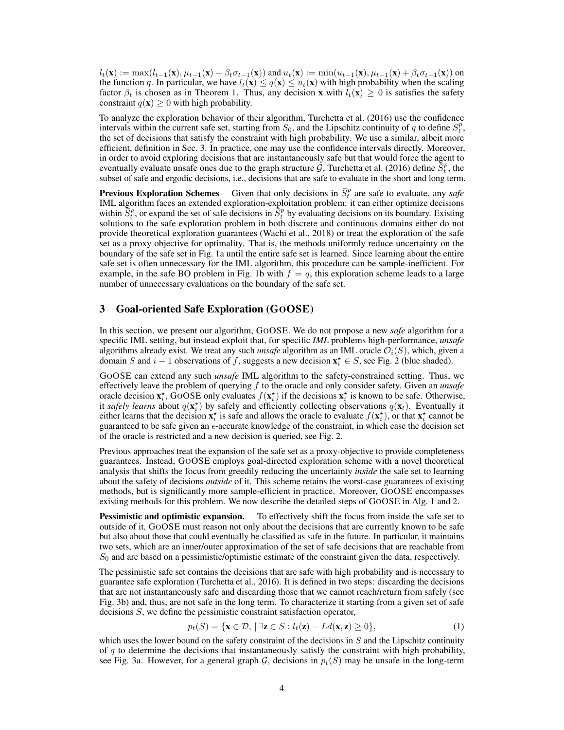$l_t(\mathbf{x}) := \max(l_{t-1}(\mathbf{x}), \mu_{t-1}(\mathbf{x}) - \beta_t \sigma_{t-1}(\mathbf{x}))$ and $u_t(\mathbf{x}) := \min(u_{t-1}(\mathbf{x}), \mu_{t-1}(\mathbf{x}) + \beta_t \sigma_{t-1}(\mathbf{x}))$ on the function $q$. In particular, we have $l_t(\mathbf{x}) \leq q(\mathbf{x}) \leq u_t(\mathbf{x})$ with high probability when the scaling factor $\beta_t$ is chosen as in Theorem 1. Thus, any decision $\mathbf{x}$ with $l_t(\mathbf{x}) \geq 0$ is satisfies the safety constraint $q(\mathbf{x}) \geq 0$ with high probability.

To analyze the exploration behavior of their algorithm, Turchetta et al. (2016) use the confidence intervals within the current safe set, starting from $S_0$, and the Lipschitz continuity of $q$ to define $S_t^p$, the set of decisions that satisfy the constraint with high probability. We use a similar, albeit more efficient, definition in Sec. 3. In practice, one may use the confidence intervals directly. Moreover, in order to avoid exploring decisions that are instantaneously safe but that would force the agent to eventually evaluate unsafe ones due to the graph structure $\mathcal{G}$, Turchetta et al. (2016) define $\bar{S}_t^p$, the subset of safe and ergodic decisions, i.e., decisions that are safe to evaluate in the short and long term.

**Previous Exploration Schemes** Given that only decisions in $\bar{S}_t^p$ are safe to evaluate, any *safe* IML algorithm faces an extended exploration-exploitation problem: it can either optimize decisions within $\bar{S}_t^p$, or expand the set of safe decisions in $\bar{S}_t^p$ by evaluating decisions on its boundary. Existing solutions to the safe exploration problem in both discrete and continuous domains either do not provide theoretical exploration guarantees (Wachi et al., 2018) or treat the exploration of the safe set as a proxy objective for optimality. That is, the methods uniformly reduce uncertainty on the boundary of the safe set in Fig. 1a until the entire safe set is learned. Since learning about the entire safe set is often unnecessary for the IML algorithm, this procedure can be sample-inefficient. For example, in the safe BO problem in Fig. 1b with $f = q$, this exploration scheme leads to a large number of unnecessary evaluations on the boundary of the safe set.

## 3 Goal-oriented Safe Exploration (GoOSE)

In this section, we present our algorithm, GoOSE. We do not propose a new *safe* algorithm for a specific IML setting, but instead exploit that, for specific *IML* problems high-performance, *unsafe* algorithms already exist. We treat any such *unsafe* algorithm as an IML oracle $\mathcal{O}_i(S)$, which, given a domain $S$ and $i-1$ observations of $f$, suggests a new decision $\mathbf{x}_i^\star \in S$, see Fig. 2 (blue shaded).

GoOSE can extend any such *unsafe* IML algorithm to the safety-constrained setting. Thus, we effectively leave the problem of querying $f$ to the oracle and only consider safety. Given an *unsafe* oracle decision $\mathbf{x}_i^\star$, GoOSE only evaluates $f(\mathbf{x}_i^\star)$ if the decisions $\mathbf{x}_i^\star$ is known to be safe. Otherwise, it *safely learns* about $q(\mathbf{x}_i^\star)$ by safely and efficiently collecting observations $q(\mathbf{x}_t)$. Eventually it either learns that the decision $\mathbf{x}_i^\star$ is safe and allows the oracle to evaluate $f(\mathbf{x}_i^\star)$, or that $\mathbf{x}_i^\star$ cannot be guaranteed to be safe given an $\epsilon$-accurate knowledge of the constraint, in which case the decision set of the oracle is restricted and a new decision is queried, see Fig. 2.

Previous approaches treat the expansion of the safe set as a proxy-objective to provide completeness guarantees. Instead, GoOSE employs goal-directed exploration scheme with a novel theoretical analysis that shifts the focus from greedily reducing the uncertainty *inside* the safe set to learning about the safety of decisions *outside* of it. This scheme retains the worst-case guarantees of existing methods, but is significantly more sample-efficient in practice. Moreover, GoOSE encompasses existing methods for this problem. We now describe the detailed steps of GoOSE in Alg. 1 and 2.

**Pessimistic and optimistic expansion.** To effectively shift the focus from inside the safe set to outside of it, GoOSE must reason not only about the decisions that are currently known to be safe but also about those that could eventually be classified as safe in the future. In particular, it maintains two sets, which are an inner/outer approximation of the set of safe decisions that are reachable from $S_0$ and are based on a pessimistic/optimistic estimate of the constraint given the data, respectively.

The pessimistic safe set contains the decisions that are safe with high probability and is necessary to guarantee safe exploration (Turchetta et al., 2016). It is defined in two steps: discarding the decisions that are not instantaneously safe and discarding those that we cannot reach/return from safely (see Fig. 3b) and, thus, are not safe in the long term. To characterize it starting from a given set of safe decisions $S$, we define the pessimistic constraint satisfaction operator,

$$p_t(S) = \{\mathbf{x} \in \mathcal{D}, \mid \exists \mathbf{z} \in S : l_t(\mathbf{z}) - Ld(\mathbf{x}, \mathbf{z}) \geq 0\}, \tag{1}$$

which uses the lower bound on the safety constraint of the decisions in $S$ and the Lipschitz continuity of $q$ to determine the decisions that instantaneously satisfy the constraint with high probability, see Fig. 3a. However, for a general graph $\mathcal{G}$, decisions in $p_t(S)$ may be unsafe in the long-term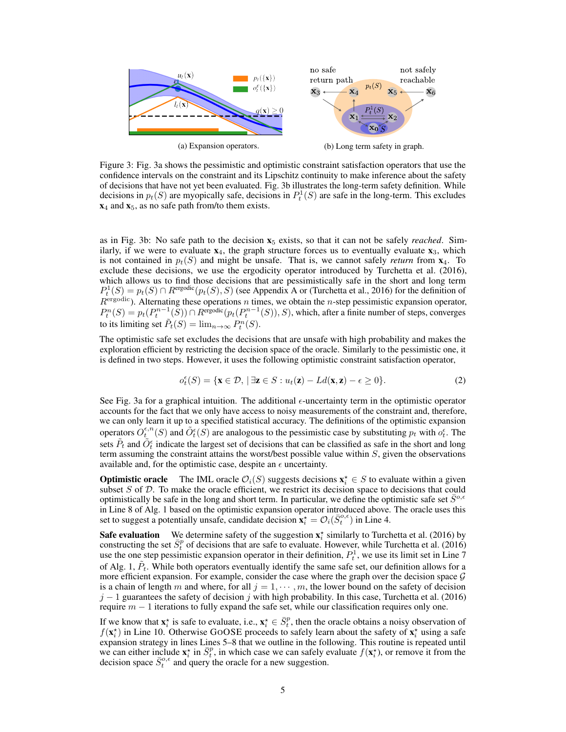(a) Expansion operators.

(b) Long term safety in graph.

Figure 3: Fig. 3a shows the pessimistic and optimistic constraint satisfaction operators that use the confidence intervals on the constraint and its Lipschitz continuity to make inference about the safety of decisions that have not yet been evaluated. Fig. 3b illustrates the long-term safety definition. While decisions in $p_t(S)$ are myopically safe, decisions in $P_t^1(S)$ are safe in the long-term. This excludes $\mathbf{x}_4$ and $\mathbf{x}_5$, as no safe path from/to them exists.

as in Fig. 3b: No safe path to the decision $\mathbf{x}_5$ exists, so that it can not be safely *reached*. Similarly, if we were to evaluate $\mathbf{x}_4$, the graph structure forces us to eventually evaluate $\mathbf{x}_3$, which is not contained in $p_t(S)$ and might be unsafe. That is, we cannot safely *return* from $\mathbf{x}_4$. To exclude these decisions, we use the ergodicity operator introduced by Turchetta et al. (2016), which allows us to find those decisions that are pessimistically safe in the short and long term $P_t^1(S) = p_t(S) \cap R^{\text{ergodic}}(p_t(S), S)$ (see Appendix A or (Turchetta et al., 2016) for the definition of $R^{\text{ergodic}}$). Alternating these operations $n$ times, we obtain the $n$-step pessimistic expansion operator, $P_t^n(S) = p_t(P_t^{n-1}(S)) \cap R^{\text{ergodic}}(p_t(P_t^{n-1}(S)), S)$, which, after a finite number of steps, converges to its limiting set $\tilde{P}_t(S) = \lim_{n \to \infty} P_t^n(S)$.

The optimistic safe set excludes the decisions that are unsafe with high probability and makes the exploration efficient by restricting the decision space of the oracle. Similarly to the pessimistic one, it is defined in two steps. However, it uses the following optimistic constraint satisfaction operator,

$$o_t^{\epsilon}(S) = \{\mathbf{x} \in \mathcal{D}, \mid \exists \mathbf{z} \in S : u_t(\mathbf{z}) - Ld(\mathbf{x}, \mathbf{z}) - \epsilon \geq 0\}. \tag{2}$$

See Fig. 3a for a graphical intuition. The additional $\epsilon$-uncertainty term in the optimistic operator accounts for the fact that we only have access to noisy measurements of the constraint and, therefore, we can only learn it up to a specified statistical accuracy. The definitions of the optimistic expansion operators $O_t^{\epsilon,n}(S)$ and $\tilde{O}_t^{\epsilon}(S)$ are analogous to the pessimistic case by substituting $p_t$ with $o_t^{\epsilon}$. The sets $\tilde{P}_t$ and $\tilde{O}_t^{\epsilon}$ indicate the largest set of decisions that can be classified as safe in the short and long term assuming the constraint attains the worst/best possible value within $S$, given the observations available and, for the optimistic case, despite an $\epsilon$ uncertainty.

**Optimistic oracle** The IML oracle $\mathcal{O}_i(S)$ suggests decisions $\mathbf{x}_i^{\star} \in S$ to evaluate within a given subset $S$ of $\mathcal{D}$. To make the oracle efficient, we restrict its decision space to decisions that could optimistically be safe in the long and short term. In particular, we define the optimistic safe set $\bar{S}^{o,\epsilon}$ in Line 8 of Alg. 1 based on the optimistic expansion operator introduced above. The oracle uses this set to suggest a potentially unsafe, candidate decision $\mathbf{x}_i^{\star} = \mathcal{O}_i(\bar{S}_t^{o,\epsilon})$ in Line 4.

**Safe evaluation** We determine safety of the suggestion $\mathbf{x}_i^{\star}$ similarly to Turchetta et al. (2016) by constructing the set $\bar{S}_t^p$ of decisions that are safe to evaluate. However, while Turchetta et al. (2016) use the one step pessimistic expansion operator in their definition, $P_t^1$, we use its limit set in Line 7 of Alg. 1, $\tilde{P}_t$. While both operators eventually identify the same safe set, our definition allows for a more efficient expansion. For example, consider the case where the graph over the decision space $\mathcal{G}$ is a chain of length $m$ and where, for all $j = 1, \cdots, m$, the lower bound on the safety of decision $j-1$ guarantees the safety of decision $j$ with high probability. In this case, Turchetta et al. (2016) require $m-1$ iterations to fully expand the safe set, while our classification requires only one.

If we know that $\mathbf{x}_i^{\star}$ is safe to evaluate, i.e., $\mathbf{x}_i^{\star} \in \bar{S}_t^p$, then the oracle obtains a noisy observation of $f(\mathbf{x}_i^{\star})$ in Line 10. Otherwise GOOSE proceeds to safely learn about the safety of $\mathbf{x}_i^{\star}$ using a safe expansion strategy in lines Lines 5–8 that we outline in the following. This routine is repeated until we can either include $\mathbf{x}_i^{\star}$ in $\bar{S}_t^p$, in which case we can safely evaluate $f(\mathbf{x}_i^{\star})$, or remove it from the decision space $\bar{S}_t^{o,\epsilon}$ and query the oracle for a new suggestion.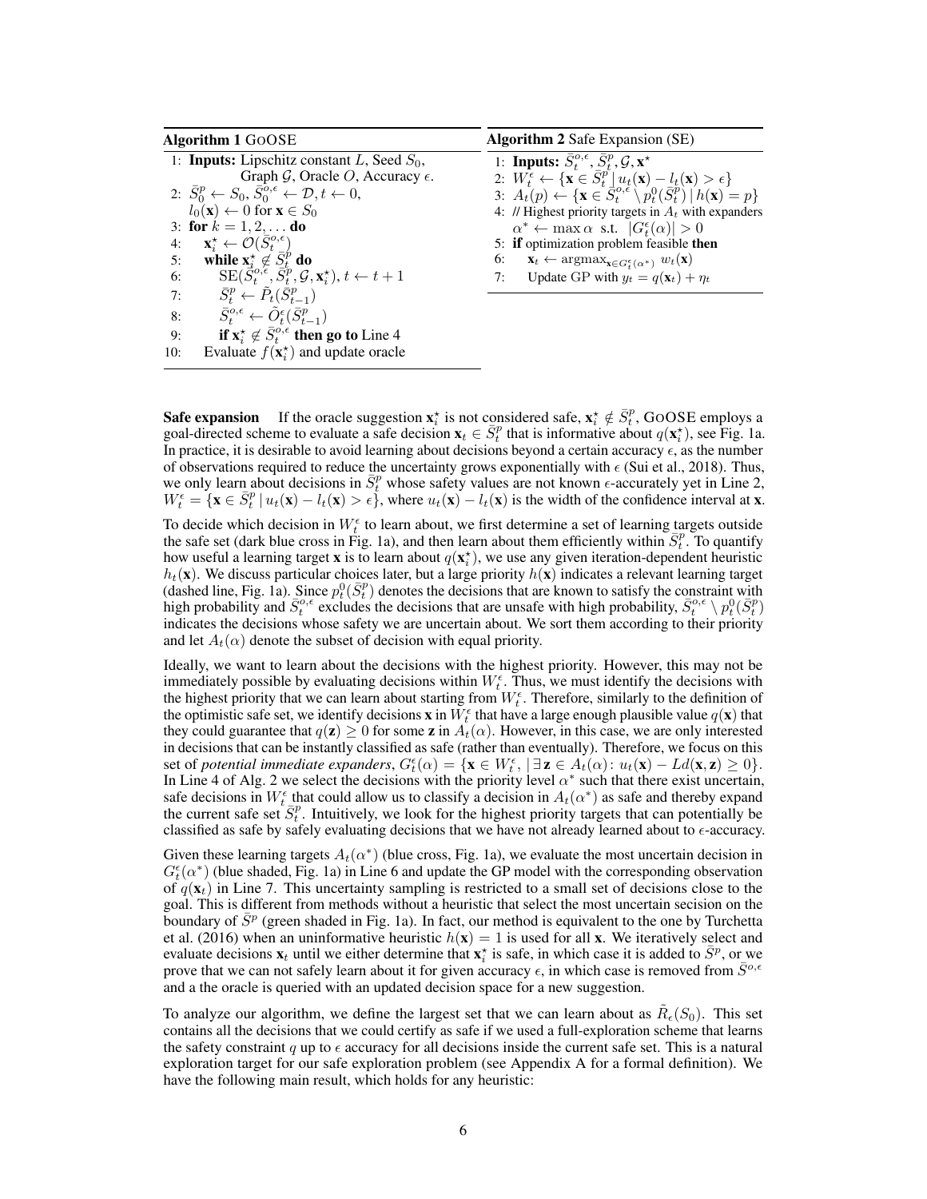**Algorithm 1** GoOSE

1: **Inputs:** Lipschitz constant $L$, Seed $S_0$, Graph $\mathcal{G}$, Oracle $O$, Accuracy $\epsilon$.
2: $\bar{S}_0^p \leftarrow S_0$, $\bar{S}_0^{o,\epsilon} \leftarrow \mathcal{D}$, $t \leftarrow 0$, $l_0(\mathbf{x}) \leftarrow 0$ for $\mathbf{x} \in S_0$
3: **for** $k = 1, 2, \ldots$ **do**
4: $\quad$ $\mathbf{x}_i^\star \leftarrow \mathcal{O}(\bar{S}_t^{o,\epsilon})$
5: $\quad$ **while** $\mathbf{x}_i^\star \notin \bar{S}_t^p$ **do**
6: $\quad\quad$ $\mathrm{SE}(\bar{S}_t^{o,\epsilon}, \bar{S}_t^p, \mathcal{G}, \mathbf{x}_i^\star)$, $t \leftarrow t+1$
7: $\quad\quad$ $\bar{S}_t^p \leftarrow \tilde{P}_t(\bar{S}_{t-1}^p)$
8: $\quad\quad$ $\bar{S}_t^{o,\epsilon} \leftarrow \tilde{O}_t^\epsilon(\bar{S}_{t-1}^p)$
9: $\quad\quad$ **if** $\mathbf{x}_i^\star \notin \bar{S}_t^{o,\epsilon}$ **then go to** Line 4
10: $\quad$ Evaluate $f(\mathbf{x}_i^\star)$ and update oracle

**Algorithm 2** Safe Expansion (SE)

1: **Inputs:** $\bar{S}_t^{o,\epsilon}, \bar{S}_t^p, \mathcal{G}, \mathbf{x}^\star$
2: $W_t^\epsilon \leftarrow \{\mathbf{x} \in \bar{S}_t^p \,|\, u_t(\mathbf{x}) - l_t(\mathbf{x}) > \epsilon\}$
3: $A_t(p) \leftarrow \{\mathbf{x} \in \bar{S}_t^{o,\epsilon} \setminus p_t^0(\bar{S}_t^p) \,|\, h(\mathbf{x}) = p\}$
4: // Highest priority targets in $A_t$ with expanders
$\quad$ $\alpha^* \leftarrow \max \alpha$ s.t. $|G_t^\epsilon(\alpha)| > 0$
5: **if** optimization problem feasible **then**
6: $\quad$ $\mathbf{x}_t \leftarrow \mathrm{argmax}_{\mathbf{x} \in G_t^\epsilon(\alpha^*)}\, w_t(\mathbf{x})$
7: $\quad$ Update GP with $y_t = q(\mathbf{x}_t) + \eta_t$

**Safe expansion** If the oracle suggestion $\mathbf{x}_i^\star$ is not considered safe, $\mathbf{x}_i^\star \notin \bar{S}_t^p$, GoOSE employs a goal-directed scheme to evaluate a safe decision $\mathbf{x}_t \in \bar{S}_t^p$ that is informative about $q(\mathbf{x}_i^\star)$, see Fig. 1a. In practice, it is desirable to avoid learning about decisions beyond a certain accuracy $\epsilon$, as the number of observations required to reduce the uncertainty grows exponentially with $\epsilon$ (Sui et al., 2018). Thus, we only learn about decisions in $\bar{S}_t^p$ whose safety values are not known $\epsilon$-accurately yet in Line 2, $W_t^\epsilon = \{\mathbf{x} \in \bar{S}_t^p \,|\, u_t(\mathbf{x}) - l_t(\mathbf{x}) > \epsilon\}$, where $u_t(\mathbf{x}) - l_t(\mathbf{x})$ is the width of the confidence interval at $\mathbf{x}$.

To decide which decision in $W_t^\epsilon$ to learn about, we first determine a set of learning targets outside the safe set (dark blue cross in Fig. 1a), and then learn about them efficiently within $\bar{S}_t^p$. To quantify how useful a learning target $\mathbf{x}$ is to learn about $q(\mathbf{x}_i^\star)$, we use any given iteration-dependent heuristic $h_t(\mathbf{x})$. We discuss particular choices later, but a large priority $h(\mathbf{x})$ indicates a relevant learning target (dashed line, Fig. 1a). Since $p_t^0(\bar{S}_t^p)$ denotes the decisions that are known to satisfy the constraint with high probability and $\bar{S}_t^{o,\epsilon}$ excludes the decisions that are unsafe with high probability, $\bar{S}_t^{o,\epsilon} \setminus p_t^0(\bar{S}_t^p)$ indicates the decisions whose safety we are uncertain about. We sort them according to their priority and let $A_t(\alpha)$ denote the subset of decision with equal priority.

Ideally, we want to learn about the decisions with the highest priority. However, this may not be immediately possible by evaluating decisions within $W_t^\epsilon$. Thus, we must identify the decisions with the highest priority that we can learn about starting from $W_t^\epsilon$. Therefore, similarly to the definition of the optimistic safe set, we identify decisions $\mathbf{x}$ in $W_t^\epsilon$ that have a large enough plausible value $q(\mathbf{x})$ that they could guarantee that $q(\mathbf{z}) \geq 0$ for some $\mathbf{z}$ in $A_t(\alpha)$. However, in this case, we are only interested in decisions that can be instantly classified as safe (rather than eventually). Therefore, we focus on this set of *potential immediate expanders*, $G_t^\epsilon(\alpha) = \{\mathbf{x} \in W_t^\epsilon, \,|\, \exists\, \mathbf{z} \in A_t(\alpha) \colon u_t(\mathbf{x}) - Ld(\mathbf{x}, \mathbf{z}) \geq 0\}$. In Line 4 of Alg. 2 we select the decisions with the priority level $\alpha^*$ such that there exist uncertain, safe decisions in $W_t^\epsilon$ that could allow us to classify a decision in $A_t(\alpha^*)$ as safe and thereby expand the current safe set $\bar{S}_t^p$. Intuitively, we look for the highest priority targets that can potentially be classified as safe by safely evaluating decisions that we have not already learned about to $\epsilon$-accuracy.

Given these learning targets $A_t(\alpha^*)$ (blue cross, Fig. 1a), we evaluate the most uncertain decision in $G_t^\epsilon(\alpha^*)$ (blue shaded, Fig. 1a) in Line 6 and update the GP model with the corresponding observation of $q(\mathbf{x}_t)$ in Line 7. This uncertainty sampling is restricted to a small set of decisions close to the goal. This is different from methods without a heuristic that select the most uncertain secision on the boundary of $\bar{S}^p$ (green shaded in Fig. 1a). In fact, our method is equivalent to the one by Turchetta et al. (2016) when an uninformative heuristic $h(\mathbf{x}) = 1$ is used for all $\mathbf{x}$. We iteratively select and evaluate decisions $\mathbf{x}_t$ until we either determine that $\mathbf{x}_i^\star$ is safe, in which case it is added to $\bar{S}^p$, or we prove that we can not safely learn about it for given accuracy $\epsilon$, in which case is removed from $\bar{S}^{o,\epsilon}$ and a the oracle is queried with an updated decision space for a new suggestion.

To analyze our algorithm, we define the largest set that we can learn about as $\tilde{R}_\epsilon(S_0)$. This set contains all the decisions that we could certify as safe if we used a full-exploration scheme that learns the safety constraint $q$ up to $\epsilon$ accuracy for all decisions inside the current safe set. This is a natural exploration target for our safe exploration problem (see Appendix A for a formal definition). We have the following main result, which holds for any heuristic: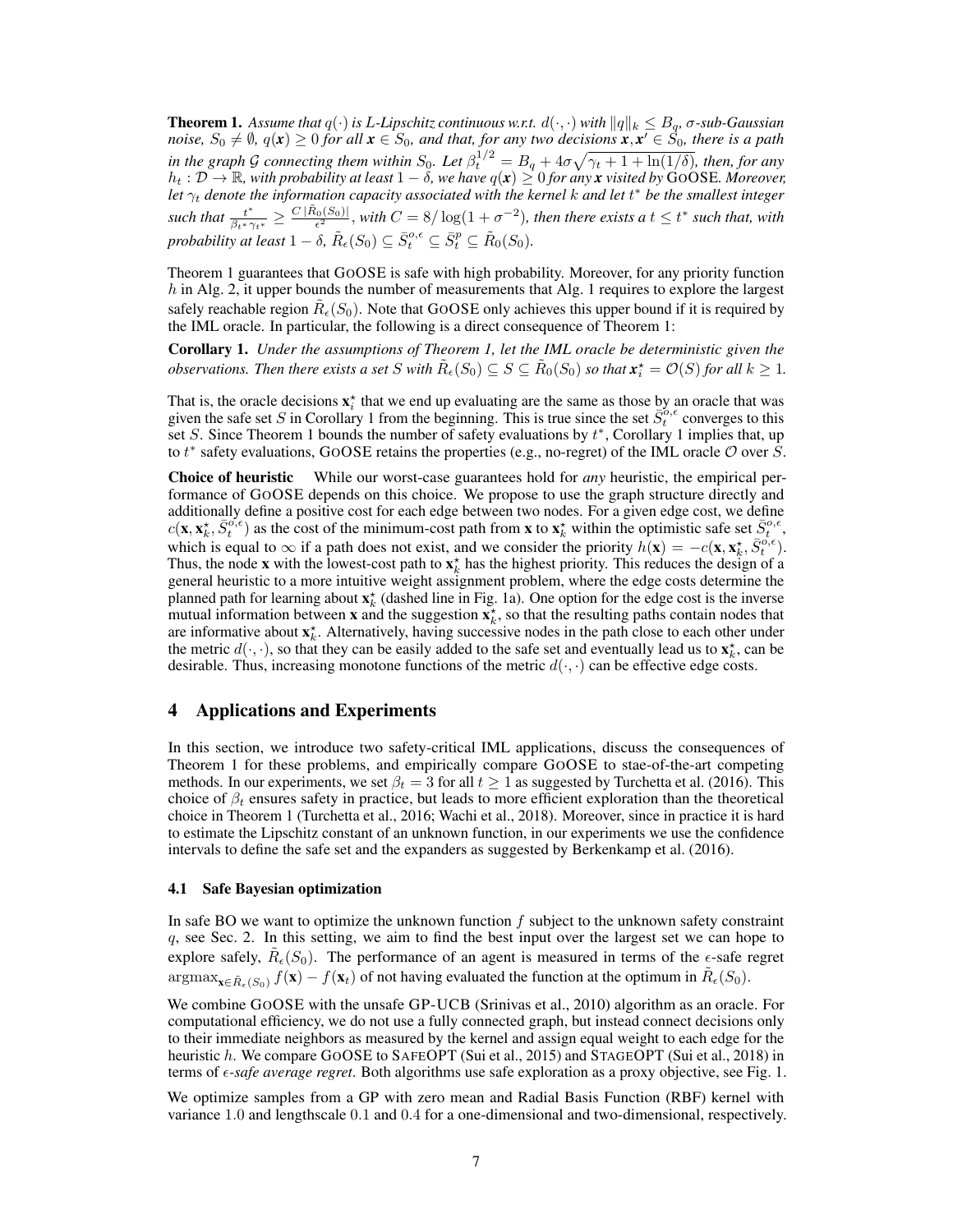**Theorem 1.** *Assume that $q(\cdot)$ is L-Lipschitz continuous w.r.t. $d(\cdot,\cdot)$ with $\|q\|_k \leq B_q$, $\sigma$-sub-Gaussian noise, $S_0 \neq \emptyset$, $q(\boldsymbol{x}) \geq 0$ for all $\boldsymbol{x} \in S_0$, and that, for any two decisions $\boldsymbol{x}, \boldsymbol{x}' \in S_0$, there is a path in the graph $\mathcal{G}$ connecting them within $S_0$. Let $\beta_t^{1/2} = B_q + 4\sigma\sqrt{\gamma_t + 1 + \ln(1/\delta)}$, then, for any $h_t : \mathcal{D} \to \mathbb{R}$, with probability at least $1-\delta$, we have $q(\boldsymbol{x}) \geq 0$ for any $\boldsymbol{x}$ visited by* GoOSE*. Moreover, let $\gamma_t$ denote the information capacity associated with the kernel $k$ and let $t^*$ be the smallest integer such that $\frac{t^*}{\beta_{t^*}\gamma_{t^*}} \geq \frac{C\,|\tilde{R}_0(S_0)|}{\epsilon^2}$, with $C = 8/\log(1+\sigma^{-2})$, then there exists a $t \leq t^*$ such that, with probability at least $1-\delta$, $\tilde{R}_\epsilon(S_0) \subseteq \bar{S}_t^{o,\epsilon} \subseteq \bar{S}_t^p \subseteq \tilde{R}_0(S_0)$.*

Theorem 1 guarantees that GoOSE is safe with high probability. Moreover, for any priority function $h$ in Alg. 2, it upper bounds the number of measurements that Alg. 1 requires to explore the largest safely reachable region $\tilde{R}_\epsilon(S_0)$. Note that GoOSE only achieves this upper bound if it is required by the IML oracle. In particular, the following is a direct consequence of Theorem 1:

**Corollary 1.** *Under the assumptions of Theorem 1, let the IML oracle be deterministic given the observations. Then there exists a set $S$ with $\tilde{R}_\epsilon(S_0) \subseteq S \subseteq \tilde{R}_0(S_0)$ so that $\mathbf{x}_i^\star = \mathcal{O}(S)$ for all $k \geq 1$.*

That is, the oracle decisions $\mathbf{x}_i^\star$ that we end up evaluating are the same as those by an oracle that was given the safe set $S$ in Corollary 1 from the beginning. This is true since the set $\bar{S}_t^{o,\epsilon}$ converges to this set $S$. Since Theorem 1 bounds the number of safety evaluations by $t^*$, Corollary 1 implies that, up to $t^*$ safety evaluations, GoOSE retains the properties (e.g., no-regret) of the IML oracle $\mathcal{O}$ over $S$.

**Choice of heuristic** While our worst-case guarantees hold for *any* heuristic, the empirical performance of GoOSE depends on this choice. We propose to use the graph structure directly and additionally define a positive cost for each edge between two nodes. For a given edge cost, we define $c(\mathbf{x}, \mathbf{x}_k^\star, \bar{S}_t^{o,\epsilon})$ as the cost of the minimum-cost path from $\mathbf{x}$ to $\mathbf{x}_k^\star$ within the optimistic safe set $\bar{S}_t^{o,\epsilon}$, which is equal to $\infty$ if a path does not exist, and we consider the priority $h(\mathbf{x}) = -c(\mathbf{x}, \mathbf{x}_k^\star, \bar{S}_t^{o,\epsilon})$. Thus, the node $\mathbf{x}$ with the lowest-cost path to $\mathbf{x}_k^\star$ has the highest priority. This reduces the design of a general heuristic to a more intuitive weight assignment problem, where the edge costs determine the planned path for learning about $\mathbf{x}_k^\star$ (dashed line in Fig. 1a). One option for the edge cost is the inverse mutual information between $\mathbf{x}$ and the suggestion $\mathbf{x}_k^\star$, so that the resulting paths contain nodes that are informative about $\mathbf{x}_k^\star$. Alternatively, having successive nodes in the path close to each other under the metric $d(\cdot,\cdot)$, so that they can be easily added to the safe set and eventually lead us to $\mathbf{x}_k^\star$, can be desirable. Thus, increasing monotone functions of the metric $d(\cdot,\cdot)$ can be effective edge costs.

## 4 Applications and Experiments

In this section, we introduce two safety-critical IML applications, discuss the consequences of Theorem 1 for these problems, and empirically compare GoOSE to stae-of-the-art competing methods. In our experiments, we set $\beta_t = 3$ for all $t \geq 1$ as suggested by Turchetta et al. (2016). This choice of $\beta_t$ ensures safety in practice, but leads to more efficient exploration than the theoretical choice in Theorem 1 (Turchetta et al., 2016; Wachi et al., 2018). Moreover, since in practice it is hard to estimate the Lipschitz constant of an unknown function, in our experiments we use the confidence intervals to define the safe set and the expanders as suggested by Berkenkamp et al. (2016).

### 4.1 Safe Bayesian optimization

In safe BO we want to optimize the unknown function $f$ subject to the unknown safety constraint $q$, see Sec. 2. In this setting, we aim to find the best input over the largest set we can hope to explore safely, $\tilde{R}_\epsilon(S_0)$. The performance of an agent is measured in terms of the $\epsilon$-safe regret $\mathrm{argmax}_{\mathbf{x}\in\tilde{R}_\epsilon(S_0)} f(\mathbf{x}) - f(\mathbf{x}_t)$ of not having evaluated the function at the optimum in $\tilde{R}_\epsilon(S_0)$.

We combine GoOSE with the unsafe GP-UCB (Srinivas et al., 2010) algorithm as an oracle. For computational efficiency, we do not use a fully connected graph, but instead connect decisions only to their immediate neighbors as measured by the kernel and assign equal weight to each edge for the heuristic $h$. We compare GoOSE to SafeOpt (Sui et al., 2015) and StageOpt (Sui et al., 2018) in terms of $\epsilon$*-safe average regret*. Both algorithms use safe exploration as a proxy objective, see Fig. 1.

We optimize samples from a GP with zero mean and Radial Basis Function (RBF) kernel with variance $1.0$ and lengthscale $0.1$ and $0.4$ for a one-dimensional and two-dimensional, respectively.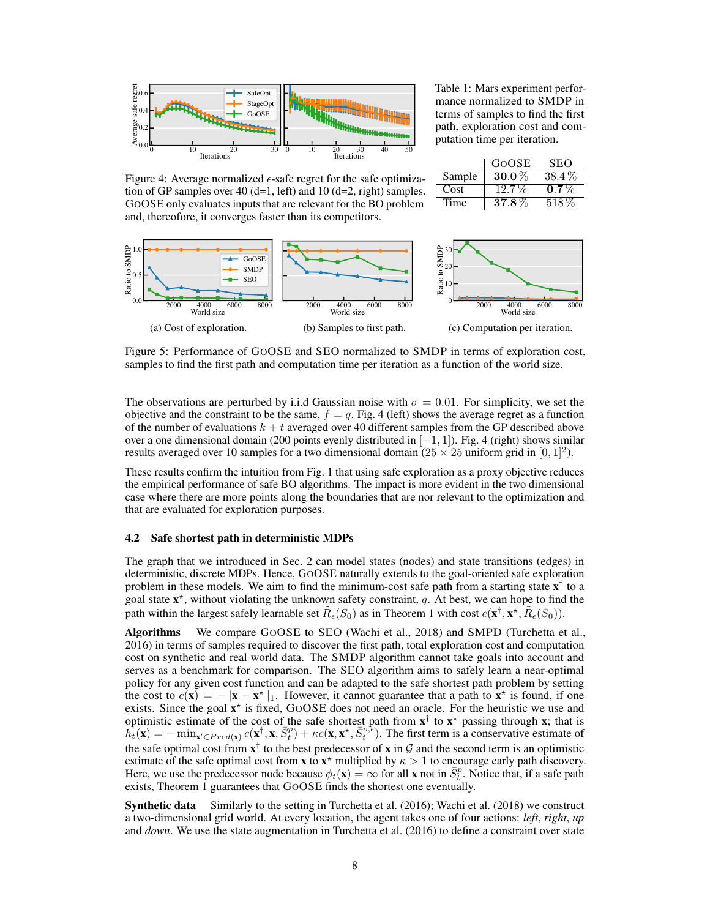Figure 4: Average normalized $\epsilon$-safe regret for the safe optimization of GP samples over 40 (d=1, left) and 10 (d=2, right) samples. GOOSE only evaluates inputs that are relevant for the BO problem and, therefore, it converges faster than its competitors.

Table 1: Mars experiment performance normalized to SMDP in terms of samples to find the first path, exploration cost and computation time per iteration.

| | GOOSE | SEO |
|---|---|---|
| Sample | **30.0 %** | 38.4 % |
| Cost | 12.7 % | **0.7 %** |
| Time | **37.8 %** | 518 % |

(a) Cost of exploration.

(b) Samples to first path.

(c) Computation per iteration.

Figure 5: Performance of GOOSE and SEO normalized to SMDP in terms of exploration cost, samples to find the first path and computation time per iteration as a function of the world size.

The observations are perturbed by i.i.d Gaussian noise with $\sigma = 0.01$. For simplicity, we set the objective and the constraint to be the same, $f = q$. Fig. 4 (left) shows the average regret as a function of the number of evaluations $k + t$ averaged over 40 different samples from the GP described above over a one dimensional domain (200 points evenly distributed in $[-1, 1]$). Fig. 4 (right) shows similar results averaged over 10 samples for a two dimensional domain ($25 \times 25$ uniform grid in $[0, 1]^2$).

These results confirm the intuition from Fig. 1 that using safe exploration as a proxy objective reduces the empirical performance of safe BO algorithms. The impact is more evident in the two dimensional case where there are more points along the boundaries that are nor relevant to the optimization and that are evaluated for exploration purposes.

### 4.2 Safe shortest path in deterministic MDPs

The graph that we introduced in Sec. 2 can model states (nodes) and state transitions (edges) in deterministic, discrete MDPs. Hence, GOOSE naturally extends to the goal-oriented safe exploration problem in these models. We aim to find the minimum-cost safe path from a starting state $\mathbf{x}^\dagger$ to a goal state $\mathbf{x}^\star$, without violating the unknown safety constraint, $q$. At best, we can hope to find the path within the largest safely learnable set $\tilde{R}_\epsilon(S_0)$ as in Theorem 1 with cost $c(\mathbf{x}^\dagger, \mathbf{x}^\star, \tilde{R}_\epsilon(S_0))$.

**Algorithms** We compare GOOSE to SEO (Wachi et al., 2018) and SMPD (Turchetta et al., 2016) in terms of samples required to discover the first path, total exploration cost and computation cost on synthetic and real world data. The SMDP algorithm cannot take goals into account and serves as a benchmark for comparison. The SEO algorithm aims to safely learn a near-optimal policy for any given cost function and can be adapted to the safe shortest path problem by setting the cost to $c(\mathbf{x}) = -\|\mathbf{x} - \mathbf{x}^\star\|_1$. However, it cannot guarantee that a path to $\mathbf{x}^\star$ is found, if one exists. Since the goal $\mathbf{x}^\star$ is fixed, GOOSE does not need an oracle. For the heuristic we use and optimistic estimate of the cost of the safe shortest path from $\mathbf{x}^\dagger$ to $\mathbf{x}^\star$ passing through $\mathbf{x}$; that is $h_t(\mathbf{x}) = -\min_{\mathbf{x}' \in Pred(\mathbf{x})} c(\mathbf{x}^\dagger, \mathbf{x}, \bar{S}_t^p) + \kappa c(\mathbf{x}, \mathbf{x}^\star, \bar{S}_t^{o,\epsilon})$. The first term is a conservative estimate of the safe optimal cost from $\mathbf{x}^\dagger$ to the best predecessor of $\mathbf{x}$ in $\mathcal{G}$ and the second term is an optimistic estimate of the safe optimal cost from $\mathbf{x}$ to $\mathbf{x}^\star$ multiplied by $\kappa > 1$ to encourage early path discovery. Here, we use the predecessor node because $\phi_t(\mathbf{x}) = \infty$ for all $\mathbf{x}$ not in $\bar{S}_t^p$. Notice that, if a safe path exists, Theorem 1 guarantees that GOOSE finds the shortest one eventually.

**Synthetic data** Similarly to the setting in Turchetta et al. (2016); Wachi et al. (2018) we construct a two-dimensional grid world. At every location, the agent takes one of four actions: *left*, *right*, *up* and *down*. We use the state augmentation in Turchetta et al. (2016) to define a constraint over state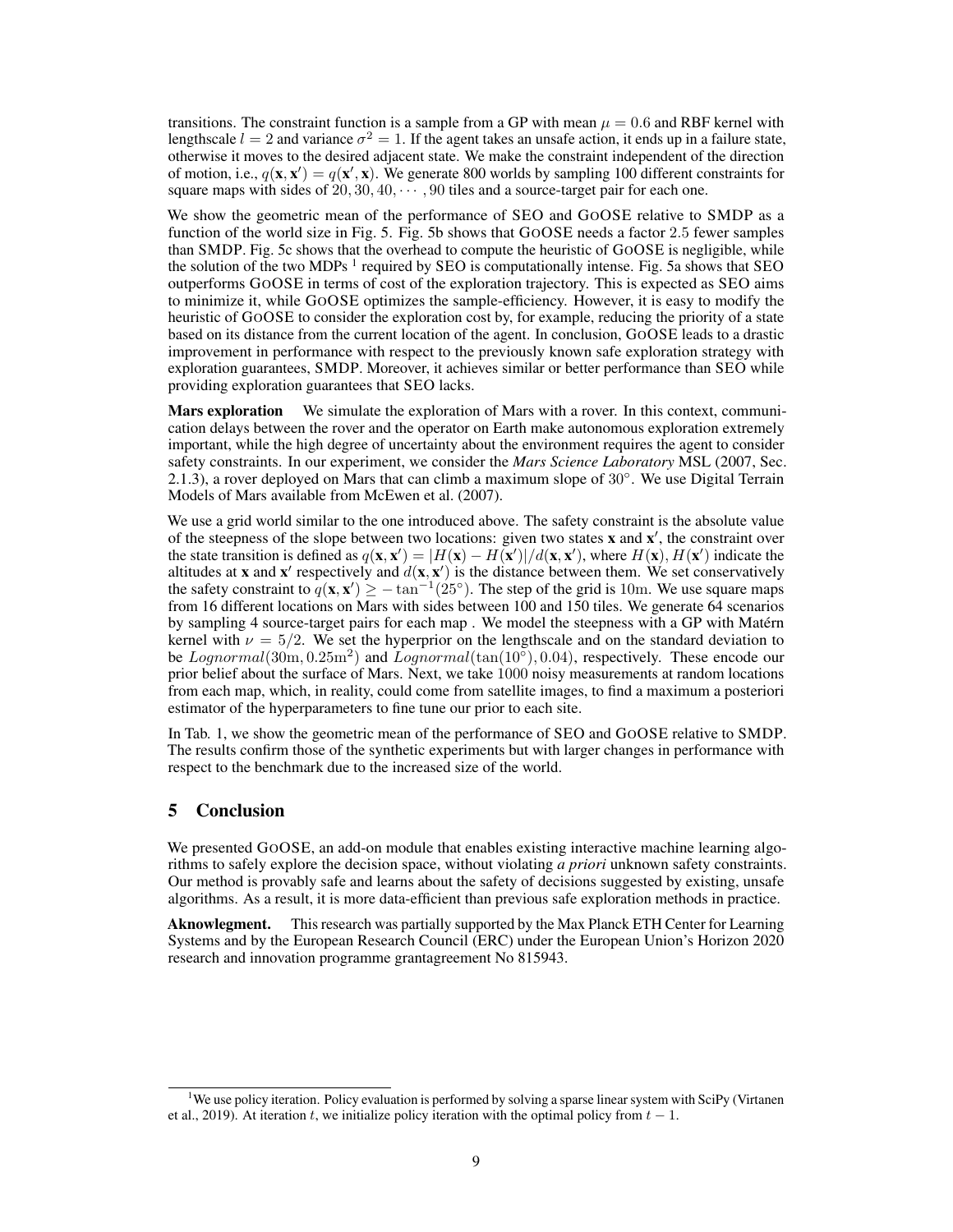transitions. The constraint function is a sample from a GP with mean $\mu = 0.6$ and RBF kernel with lengthscale $l = 2$ and variance $\sigma^2 = 1$. If the agent takes an unsafe action, it ends up in a failure state, otherwise it moves to the desired adjacent state. We make the constraint independent of the direction of motion, i.e., $q(\mathbf{x}, \mathbf{x}') = q(\mathbf{x}', \mathbf{x})$. We generate 800 worlds by sampling 100 different constraints for square maps with sides of $20, 30, 40, \cdots, 90$ tiles and a source-target pair for each one.

We show the geometric mean of the performance of SEO and GOOSE relative to SMDP as a function of the world size in Fig. 5. Fig. 5b shows that GOOSE needs a factor 2.5 fewer samples than SMDP. Fig. 5c shows that the overhead to compute the heuristic of GOOSE is negligible, while the solution of the two MDPs [1] required by SEO is computationally intense. Fig. 5a shows that SEO outperforms GOOSE in terms of cost of the exploration trajectory. This is expected as SEO aims to minimize it, while GOOSE optimizes the sample-efficiency. However, it is easy to modify the heuristic of GOOSE to consider the exploration cost by, for example, reducing the priority of a state based on its distance from the current location of the agent. In conclusion, GOOSE leads to a drastic improvement in performance with respect to the previously known safe exploration strategy with exploration guarantees, SMDP. Moreover, it achieves similar or better performance than SEO while providing exploration guarantees that SEO lacks.

**Mars exploration** We simulate the exploration of Mars with a rover. In this context, communication delays between the rover and the operator on Earth make autonomous exploration extremely important, while the high degree of uncertainty about the environment requires the agent to consider safety constraints. In our experiment, we consider the *Mars Science Laboratory* MSL (2007, Sec. 2.1.3), a rover deployed on Mars that can climb a maximum slope of $30^\circ$. We use Digital Terrain Models of Mars available from McEwen et al. (2007).

We use a grid world similar to the one introduced above. The safety constraint is the absolute value of the steepness of the slope between two locations: given two states $\mathbf{x}$ and $\mathbf{x}'$, the constraint over the state transition is defined as $q(\mathbf{x}, \mathbf{x}') = |H(\mathbf{x}) - H(\mathbf{x}')|/d(\mathbf{x}, \mathbf{x}')$, where $H(\mathbf{x}), H(\mathbf{x}')$ indicate the altitudes at $\mathbf{x}$ and $\mathbf{x}'$ respectively and $d(\mathbf{x}, \mathbf{x}')$ is the distance between them. We set conservatively the safety constraint to $q(\mathbf{x}, \mathbf{x}') \geq -\tan^{-1}(25^\circ)$. The step of the grid is $10\mathrm{m}$. We use square maps from 16 different locations on Mars with sides between 100 and 150 tiles. We generate 64 scenarios by sampling 4 source-target pairs for each map . We model the steepness with a GP with Matérn kernel with $\nu = 5/2$. We set the hyperprior on the lengthscale and on the standard deviation to be $Lognormal(30\mathrm{m}, 0.25\mathrm{m}^2)$ and $Lognormal(\tan(10^\circ), 0.04)$, respectively. These encode our prior belief about the surface of Mars. Next, we take 1000 noisy measurements at random locations from each map, which, in reality, could come from satellite images, to find a maximum a posteriori estimator of the hyperparameters to fine tune our prior to each site.

In Tab. 1, we show the geometric mean of the performance of SEO and GOOSE relative to SMDP. The results confirm those of the synthetic experiments but with larger changes in performance with respect to the benchmark due to the increased size of the world.

## 5 Conclusion

We presented GOOSE, an add-on module that enables existing interactive machine learning algorithms to safely explore the decision space, without violating *a priori* unknown safety constraints. Our method is provably safe and learns about the safety of decisions suggested by existing, unsafe algorithms. As a result, it is more data-efficient than previous safe exploration methods in practice.

**Aknowlegment.** This research was partially supported by the Max Planck ETH Center for Learning Systems and by the European Research Council (ERC) under the European Union's Horizon 2020 research and innovation programme grantagreement No 815943.

[1] We use policy iteration. Policy evaluation is performed by solving a sparse linear system with SciPy (Virtanen et al., 2019). At iteration $t$, we initialize policy iteration with the optimal policy from $t-1$.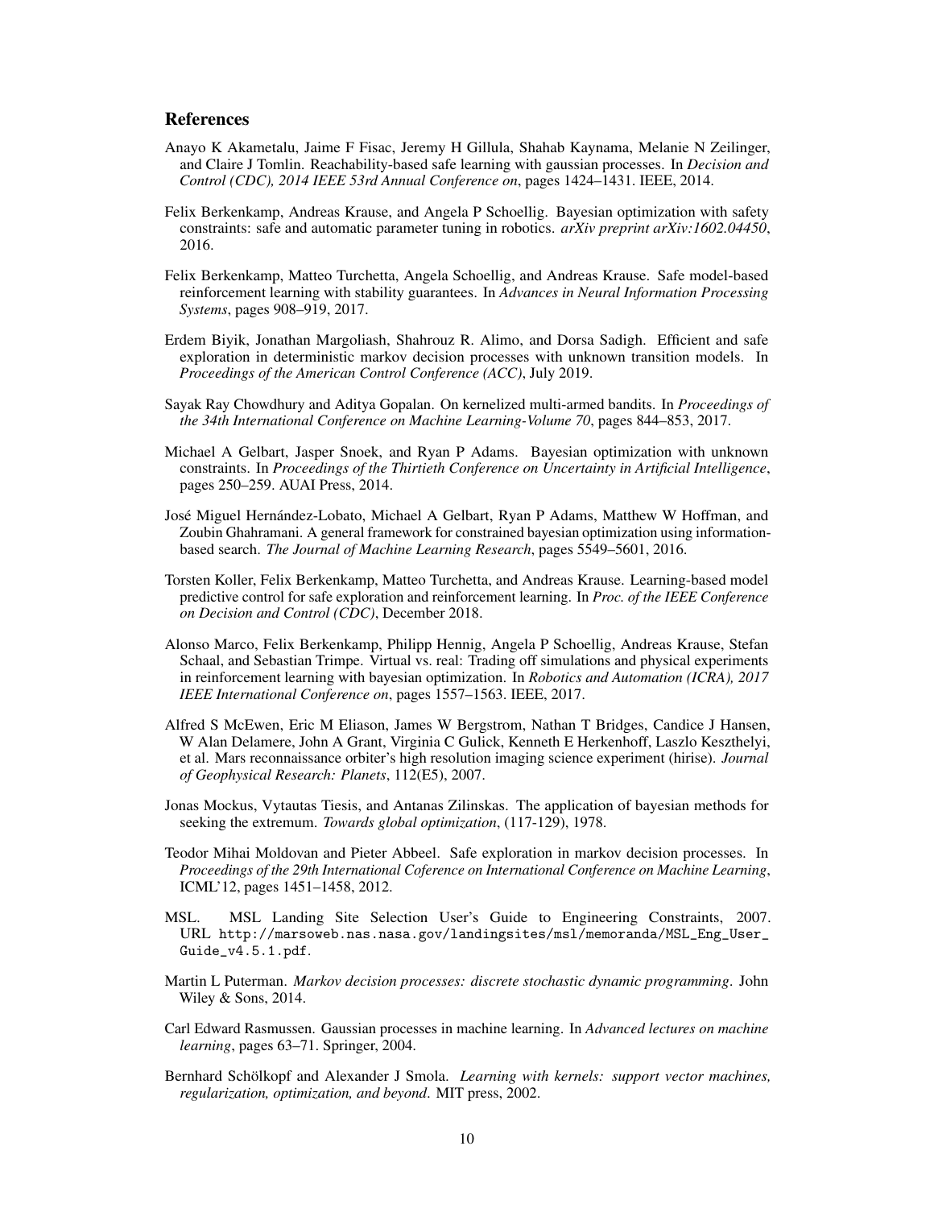## References

Anayo K Akametalu, Jaime F Fisac, Jeremy H Gillula, Shahab Kaynama, Melanie N Zeilinger, and Claire J Tomlin. Reachability-based safe learning with gaussian processes. In *Decision and Control (CDC), 2014 IEEE 53rd Annual Conference on*, pages 1424–1431. IEEE, 2014.

Felix Berkenkamp, Andreas Krause, and Angela P Schoellig. Bayesian optimization with safety constraints: safe and automatic parameter tuning in robotics. *arXiv preprint arXiv:1602.04450*, 2016.

Felix Berkenkamp, Matteo Turchetta, Angela Schoellig, and Andreas Krause. Safe model-based reinforcement learning with stability guarantees. In *Advances in Neural Information Processing Systems*, pages 908–919, 2017.

Erdem Biyik, Jonathan Margoliash, Shahrouz R. Alimo, and Dorsa Sadigh. Efficient and safe exploration in deterministic markov decision processes with unknown transition models. In *Proceedings of the American Control Conference (ACC)*, July 2019.

Sayak Ray Chowdhury and Aditya Gopalan. On kernelized multi-armed bandits. In *Proceedings of the 34th International Conference on Machine Learning-Volume 70*, pages 844–853, 2017.

Michael A Gelbart, Jasper Snoek, and Ryan P Adams. Bayesian optimization with unknown constraints. In *Proceedings of the Thirtieth Conference on Uncertainty in Artificial Intelligence*, pages 250–259. AUAI Press, 2014.

José Miguel Hernández-Lobato, Michael A Gelbart, Ryan P Adams, Matthew W Hoffman, and Zoubin Ghahramani. A general framework for constrained bayesian optimization using information-based search. *The Journal of Machine Learning Research*, pages 5549–5601, 2016.

Torsten Koller, Felix Berkenkamp, Matteo Turchetta, and Andreas Krause. Learning-based model predictive control for safe exploration and reinforcement learning. In *Proc. of the IEEE Conference on Decision and Control (CDC)*, December 2018.

Alonso Marco, Felix Berkenkamp, Philipp Hennig, Angela P Schoellig, Andreas Krause, Stefan Schaal, and Sebastian Trimpe. Virtual vs. real: Trading off simulations and physical experiments in reinforcement learning with bayesian optimization. In *Robotics and Automation (ICRA), 2017 IEEE International Conference on*, pages 1557–1563. IEEE, 2017.

Alfred S McEwen, Eric M Eliason, James W Bergstrom, Nathan T Bridges, Candice J Hansen, W Alan Delamere, John A Grant, Virginia C Gulick, Kenneth E Herkenhoff, Laszlo Keszthelyi, et al. Mars reconnaissance orbiter's high resolution imaging science experiment (hirise). *Journal of Geophysical Research: Planets*, 112(E5), 2007.

Jonas Mockus, Vytautas Tiesis, and Antanas Zilinskas. The application of bayesian methods for seeking the extremum. *Towards global optimization*, (117-129), 1978.

Teodor Mihai Moldovan and Pieter Abbeel. Safe exploration in markov decision processes. In *Proceedings of the 29th International Coference on International Conference on Machine Learning*, ICML'12, pages 1451–1458, 2012.

MSL. MSL Landing Site Selection User's Guide to Engineering Constraints, 2007. URL `http://marsoweb.nas.nasa.gov/landingsites/msl/memoranda/MSL_Eng_User_Guide_v4.5.1.pdf`.

Martin L Puterman. *Markov decision processes: discrete stochastic dynamic programming*. John Wiley & Sons, 2014.

Carl Edward Rasmussen. Gaussian processes in machine learning. In *Advanced lectures on machine learning*, pages 63–71. Springer, 2004.

Bernhard Schölkopf and Alexander J Smola. *Learning with kernels: support vector machines, regularization, optimization, and beyond*. MIT press, 2002.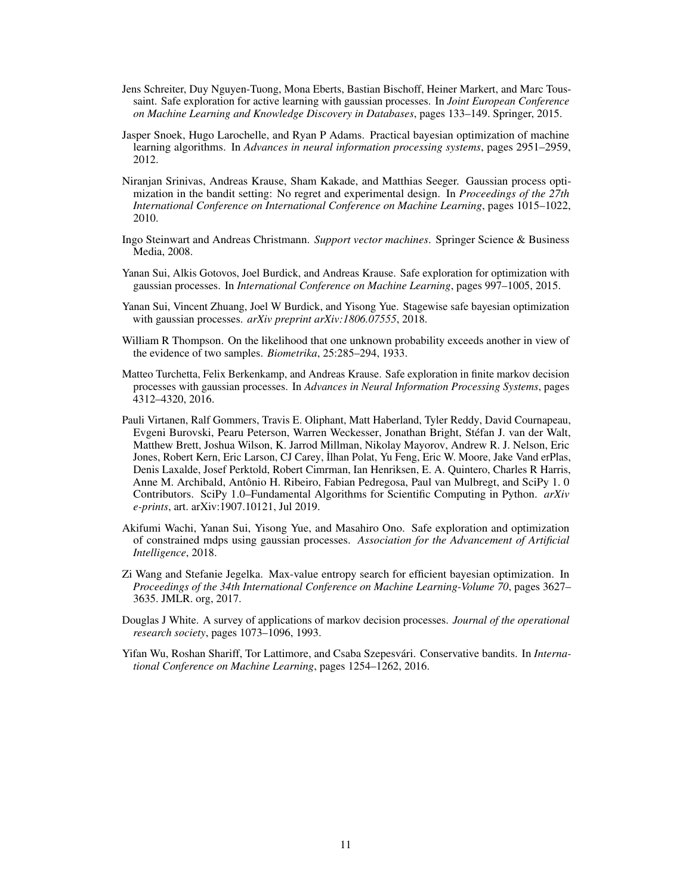Jens Schreiter, Duy Nguyen-Tuong, Mona Eberts, Bastian Bischoff, Heiner Markert, and Marc Toussaint. Safe exploration for active learning with gaussian processes. In *Joint European Conference on Machine Learning and Knowledge Discovery in Databases*, pages 133–149. Springer, 2015.

Jasper Snoek, Hugo Larochelle, and Ryan P Adams. Practical bayesian optimization of machine learning algorithms. In *Advances in neural information processing systems*, pages 2951–2959, 2012.

Niranjan Srinivas, Andreas Krause, Sham Kakade, and Matthias Seeger. Gaussian process optimization in the bandit setting: No regret and experimental design. In *Proceedings of the 27th International Conference on International Conference on Machine Learning*, pages 1015–1022, 2010.

Ingo Steinwart and Andreas Christmann. *Support vector machines*. Springer Science & Business Media, 2008.

Yanan Sui, Alkis Gotovos, Joel Burdick, and Andreas Krause. Safe exploration for optimization with gaussian processes. In *International Conference on Machine Learning*, pages 997–1005, 2015.

Yanan Sui, Vincent Zhuang, Joel W Burdick, and Yisong Yue. Stagewise safe bayesian optimization with gaussian processes. *arXiv preprint arXiv:1806.07555*, 2018.

William R Thompson. On the likelihood that one unknown probability exceeds another in view of the evidence of two samples. *Biometrika*, 25:285–294, 1933.

Matteo Turchetta, Felix Berkenkamp, and Andreas Krause. Safe exploration in finite markov decision processes with gaussian processes. In *Advances in Neural Information Processing Systems*, pages 4312–4320, 2016.

Pauli Virtanen, Ralf Gommers, Travis E. Oliphant, Matt Haberland, Tyler Reddy, David Cournapeau, Evgeni Burovski, Pearu Peterson, Warren Weckesser, Jonathan Bright, Stéfan J. van der Walt, Matthew Brett, Joshua Wilson, K. Jarrod Millman, Nikolay Mayorov, Andrew R. J. Nelson, Eric Jones, Robert Kern, Eric Larson, CJ Carey, İlhan Polat, Yu Feng, Eric W. Moore, Jake Vand erPlas, Denis Laxalde, Josef Perktold, Robert Cimrman, Ian Henriksen, E. A. Quintero, Charles R Harris, Anne M. Archibald, Antônio H. Ribeiro, Fabian Pedregosa, Paul van Mulbregt, and SciPy 1. 0 Contributors. SciPy 1.0–Fundamental Algorithms for Scientific Computing in Python. *arXiv e-prints*, art. arXiv:1907.10121, Jul 2019.

Akifumi Wachi, Yanan Sui, Yisong Yue, and Masahiro Ono. Safe exploration and optimization of constrained mdps using gaussian processes. *Association for the Advancement of Artificial Intelligence*, 2018.

Zi Wang and Stefanie Jegelka. Max-value entropy search for efficient bayesian optimization. In *Proceedings of the 34th International Conference on Machine Learning-Volume 70*, pages 3627–3635. JMLR. org, 2017.

Douglas J White. A survey of applications of markov decision processes. *Journal of the operational research society*, pages 1073–1096, 1993.

Yifan Wu, Roshan Shariff, Tor Lattimore, and Csaba Szepesvári. Conservative bandits. In *International Conference on Machine Learning*, pages 1254–1262, 2016.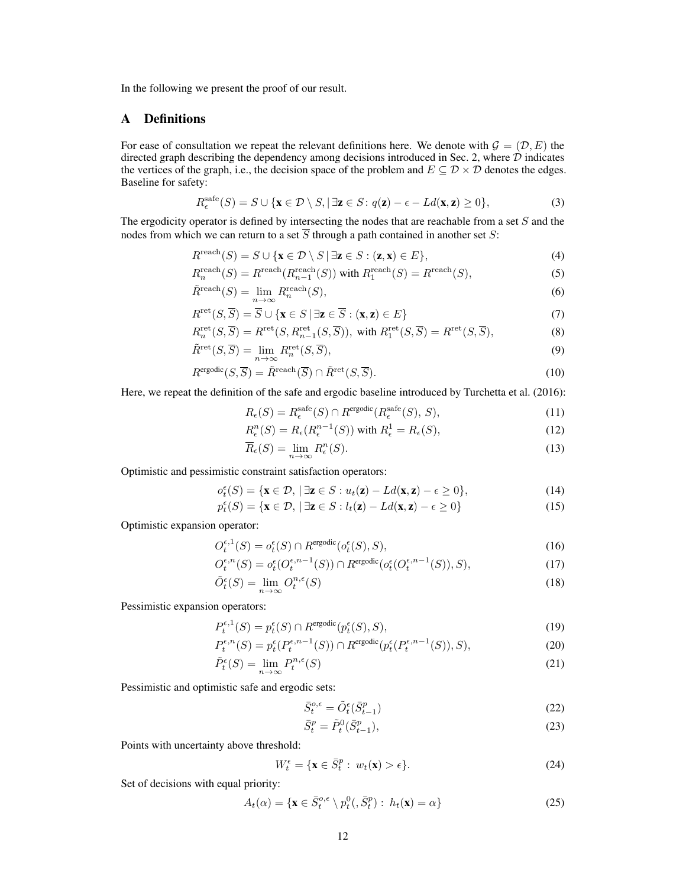In the following we present the proof of our result.

## A Definitions

For ease of consultation we repeat the relevant definitions here. We denote with $\mathcal{G} = (\mathcal{D}, E)$ the directed graph describing the dependency among decisions introduced in Sec. 2, where $\mathcal{D}$ indicates the vertices of the graph, i.e., the decision space of the problem and $E \subseteq \mathcal{D} \times \mathcal{D}$ denotes the edges. Baseline for safety:

$$R_{\epsilon}^{\text{safe}}(S) = S \cup \{\mathbf{x} \in \mathcal{D} \setminus S, \,|\, \exists \mathbf{z} \in S \colon q(\mathbf{z}) - \epsilon - Ld(\mathbf{x}, \mathbf{z}) \geq 0\}, \tag{3}$$

The ergodicity operator is defined by intersecting the nodes that are reachable from a set $S$ and the nodes from which we can return to a set $\overline{S}$ through a path contained in another set $S$:

$$R^{\text{reach}}(S) = S \cup \{\mathbf{x} \in \mathcal{D} \setminus S \,|\, \exists \mathbf{z} \in S : (\mathbf{z}, \mathbf{x}) \in E\}, \tag{4}$$

$$R_n^{\text{reach}}(S) = R^{\text{reach}}(R_{n-1}^{\text{reach}}(S)) \text{ with } R_1^{\text{reach}}(S) = R^{\text{reach}}(S), \tag{5}$$

$$\tilde{R}^{\text{reach}}(S) = \lim_{n \to \infty} R_n^{\text{reach}}(S), \tag{6}$$

$$R^{\text{ret}}(S, \overline{S}) = \overline{S} \cup \{\mathbf{x} \in S \,|\, \exists \mathbf{z} \in \overline{S} : (\mathbf{x}, \mathbf{z}) \in E\} \tag{7}$$

$$R_n^{\text{ret}}(S, \overline{S}) = R^{\text{ret}}(S, R_{n-1}^{\text{ret}}(S, \overline{S})), \text{ with } R_1^{\text{ret}}(S, \overline{S}) = R^{\text{ret}}(S, \overline{S}), \tag{8}$$

$$\tilde{R}^{\text{ret}}(S, \overline{S}) = \lim_{n \to \infty} R_n^{\text{ret}}(S, \overline{S}), \tag{9}$$

$$R^{\text{ergodic}}(S, \overline{S}) = \tilde{R}^{\text{reach}}(\overline{S}) \cap \tilde{R}^{\text{ret}}(S, \overline{S}). \tag{10}$$

Here, we repeat the definition of the safe and ergodic baseline introduced by Turchetta et al. (2016):

$$R_{\epsilon}(S) = R_{\epsilon}^{\text{safe}}(S) \cap R^{\text{ergodic}}(R_{\epsilon}^{\text{safe}}(S), S), \tag{11}$$

$$R_{\epsilon}^{n}(S) = R_{\epsilon}(R_{\epsilon}^{n-1}(S)) \text{ with } R_{\epsilon}^{1} = R_{\epsilon}(S), \tag{12}$$

$$\overline{R}_{\epsilon}(S) = \lim_{n \to \infty} R_{\epsilon}^{n}(S). \tag{13}$$

Optimistic and pessimistic constraint satisfaction operators:

$$o_t^{\epsilon}(S) = \{\mathbf{x} \in \mathcal{D}, \,|\, \exists \mathbf{z} \in S : u_t(\mathbf{z}) - Ld(\mathbf{x}, \mathbf{z}) - \epsilon \geq 0\}, \tag{14}$$

$$p_t^{\epsilon}(S) = \{\mathbf{x} \in \mathcal{D}, \,|\, \exists \mathbf{z} \in S : l_t(\mathbf{z}) - Ld(\mathbf{x}, \mathbf{z}) - \epsilon \geq 0\} \tag{15}$$

Optimistic expansion operator:

$$O_t^{\epsilon,1}(S) = o_t^{\epsilon}(S) \cap R^{\text{ergodic}}(o_t^{\epsilon}(S), S), \tag{16}$$

$$O_t^{\epsilon,n}(S) = o_t^{\epsilon}(O_t^{\epsilon,n-1}(S)) \cap R^{\text{ergodic}}(o_t^{\epsilon}(O_t^{\epsilon,n-1}(S)), S), \tag{17}$$

$$\tilde{O}_t^{\epsilon}(S) = \lim_{n \to \infty} O_t^{n,\epsilon}(S) \tag{18}$$

Pessimistic expansion operators:

$$P_t^{\epsilon,1}(S) = p_t^{\epsilon}(S) \cap R^{\text{ergodic}}(p_t^{\epsilon}(S), S), \tag{19}$$

$$P_t^{\epsilon,n}(S) = p_t^{\epsilon}(P_t^{\epsilon,n-1}(S)) \cap R^{\text{ergodic}}(p_t^{\epsilon}(P_t^{\epsilon,n-1}(S)), S), \tag{20}$$

$$\tilde{P}_t^{\epsilon}(S) = \lim_{n \to \infty} P_t^{n,\epsilon}(S) \tag{21}$$

Pessimistic and optimistic safe and ergodic sets:

$$\bar{S}_t^{o,\epsilon} = \tilde{O}_t^{\epsilon}(\bar{S}_{t-1}^{p}) \tag{22}$$

$$\bar{S}_t^{p} = \tilde{P}_t^{0}(\bar{S}_{t-1}^{p}), \tag{23}$$

Points with uncertainty above threshold:

$$W_t^{\epsilon} = \{\mathbf{x} \in \bar{S}_t^{p} : \, w_t(\mathbf{x}) > \epsilon\}. \tag{24}$$

Set of decisions with equal priority:

$$A_t(\alpha) = \{\mathbf{x} \in \bar{S}_t^{o,\epsilon} \setminus p_t^{0}(, \bar{S}_t^{p}) : \, h_t(\mathbf{x}) = \alpha\} \tag{25}$$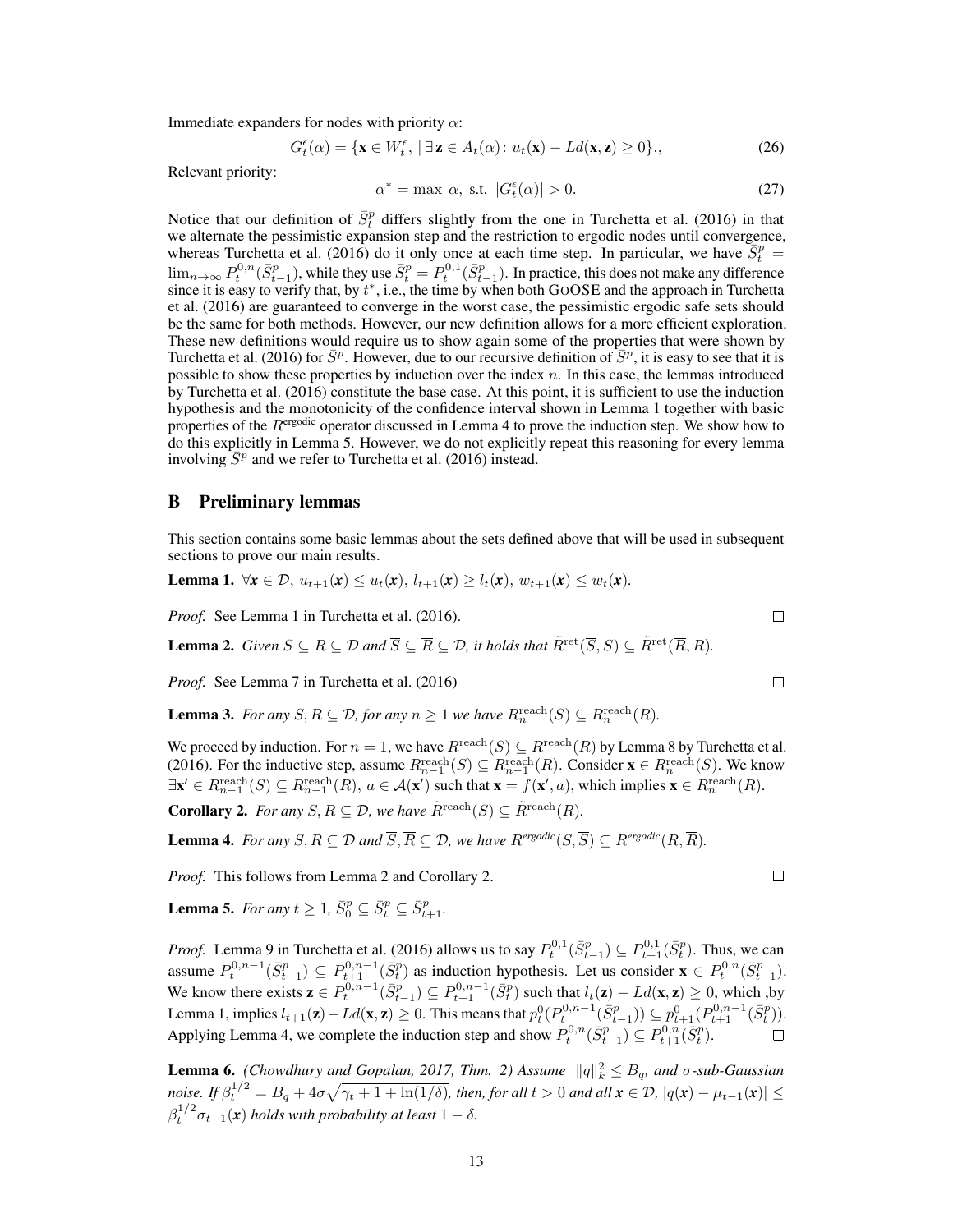Immediate expanders for nodes with priority $\alpha$:

$$G_t^\epsilon(\alpha) = \{\mathbf{x} \in W_t^\epsilon, \,|\, \exists \mathbf{z} \in A_t(\alpha) \colon u_t(\mathbf{x}) - Ld(\mathbf{x}, \mathbf{z}) \geq 0\}., \tag{26}$$

Relevant priority:

$$\alpha^* = \max\ \alpha, \text{ s.t. } |G_t^\epsilon(\alpha)| > 0. \tag{27}$$

Notice that our definition of $\bar{S}_t^p$ differs slightly from the one in Turchetta et al. (2016) in that we alternate the pessimistic expansion step and the restriction to ergodic nodes until convergence, whereas Turchetta et al. (2016) do it only once at each time step. In particular, we have $\bar{S}_t^p = \lim_{n \to \infty} P_t^{0,n}(\bar{S}_{t-1}^p)$, while they use $\bar{S}_t^p = P_t^{0,1}(\bar{S}_{t-1}^p)$. In practice, this does not make any difference since it is easy to verify that, by $t^*$, i.e., the time by when both GOOSE and the approach in Turchetta et al. (2016) are guaranteed to converge in the worst case, the pessimistic ergodic safe sets should be the same for both methods. However, our new definition allows for a more efficient exploration. These new definitions would require us to show again some of the properties that were shown by Turchetta et al. (2016) for $\bar{S}^p$. However, due to our recursive definition of $\bar{S}^p$, it is easy to see that it is possible to show these properties by induction over the index $n$. In this case, the lemmas introduced by Turchetta et al. (2016) constitute the base case. At this point, it is sufficient to use the induction hypothesis and the monotonicity of the confidence interval shown in Lemma 1 together with basic properties of the $R^{\text{ergodic}}$ operator discussed in Lemma 4 to prove the induction step. We show how to do this explicitly in Lemma 5. However, we do not explicitly repeat this reasoning for every lemma involving $\bar{S}^p$ and we refer to Turchetta et al. (2016) instead.

## B Preliminary lemmas

This section contains some basic lemmas about the sets defined above that will be used in subsequent sections to prove our main results.

**Lemma 1.** $\forall \boldsymbol{x} \in \mathcal{D},\ u_{t+1}(\boldsymbol{x}) \leq u_t(\boldsymbol{x}),\ l_{t+1}(\boldsymbol{x}) \geq l_t(\boldsymbol{x}),\ w_{t+1}(\boldsymbol{x}) \leq w_t(\boldsymbol{x})$.

*Proof.* See Lemma 1 in Turchetta et al. (2016). □

**Lemma 2.** *Given $S \subseteq R \subseteq \mathcal{D}$ and $\overline{S} \subseteq \overline{R} \subseteq \mathcal{D}$, it holds that $\tilde{R}^{\text{ret}}(\overline{S}, S) \subseteq \tilde{R}^{\text{ret}}(\overline{R}, R)$.*

*Proof.* See Lemma 7 in Turchetta et al. (2016) □

**Lemma 3.** *For any $S, R \subseteq \mathcal{D}$, for any $n \geq 1$ we have $R_n^{\text{reach}}(S) \subseteq R_n^{\text{reach}}(R)$.*

We proceed by induction. For $n = 1$, we have $R^{\text{reach}}(S) \subseteq R^{\text{reach}}(R)$ by Lemma 8 by Turchetta et al. (2016). For the inductive step, assume $R_{n-1}^{\text{reach}}(S) \subseteq R_{n-1}^{\text{reach}}(R)$. Consider $\mathbf{x} \in R_n^{\text{reach}}(S)$. We know $\exists \mathbf{x}' \in R_{n-1}^{\text{reach}}(S) \subseteq R_{n-1}^{\text{reach}}(R),\ a \in \mathcal{A}(\mathbf{x}')$ such that $\mathbf{x} = f(\mathbf{x}', a)$, which implies $\mathbf{x} \in R_n^{\text{reach}}(R)$.

**Corollary 2.** *For any $S, R \subseteq \mathcal{D}$, we have $\tilde{R}^{\text{reach}}(S) \subseteq \tilde{R}^{\text{reach}}(R)$.*

**Lemma 4.** *For any $S, R \subseteq \mathcal{D}$ and $\overline{S}, \overline{R} \subseteq \mathcal{D}$, we have $R^{\text{ergodic}}(S, \overline{S}) \subseteq R^{\text{ergodic}}(R, \overline{R})$.*

*Proof.* This follows from Lemma 2 and Corollary 2. □

**Lemma 5.** *For $t \geq 1$, $\bar{S}_0^p \subseteq \bar{S}_t^p \subseteq \bar{S}_{t+1}^p$.*

*Proof.* Lemma 9 in Turchetta et al. (2016) allows us to say $P_t^{0,1}(\bar{S}_{t-1}^p) \subseteq P_{t+1}^{0,1}(\bar{S}_t^p)$. Thus, we can assume $P_t^{0,n-1}(\bar{S}_{t-1}^p) \subseteq P_{t+1}^{0,n-1}(\bar{S}_t^p)$ as induction hypothesis. Let us consider $\mathbf{x} \in P_t^{0,n}(\bar{S}_{t-1}^p)$. We know there exists $\mathbf{z} \in P_t^{0,n-1}(\bar{S}_{t-1}^p) \subseteq P_{t+1}^{0,n-1}(\bar{S}_t^p)$ such that $l_t(\mathbf{z}) - Ld(\mathbf{x}, \mathbf{z}) \geq 0$, which ,by Lemma 1, implies $l_{t+1}(\mathbf{z}) - Ld(\mathbf{x}, \mathbf{z}) \geq 0$. This means that $p_t^0(P_t^{0,n-1}(\bar{S}_{t-1}^p)) \subseteq p_{t+1}^0(P_{t+1}^{0,n-1}(\bar{S}_t^p))$. Applying Lemma 4, we complete the induction step and show $P_t^{0,n}(\bar{S}_{t-1}^p) \subseteq P_{t+1}^{0,n}(\bar{S}_t^p)$. □

**Lemma 6.** *(Chowdhury and Gopalan, 2017, Thm. 2) Assume $\|q\|_k^2 \leq B_q$, and $\sigma$-sub-Gaussian noise. If $\beta_t^{1/2} = B_q + 4\sigma\sqrt{\gamma_t + 1 + \ln(1/\delta)}$, then, for all $t > 0$ and all $\boldsymbol{x} \in \mathcal{D}$, $|q(\boldsymbol{x}) - \mu_{t-1}(\boldsymbol{x})| \leq \beta_t^{1/2}\sigma_{t-1}(\boldsymbol{x})$ holds with probability at least $1 - \delta$.*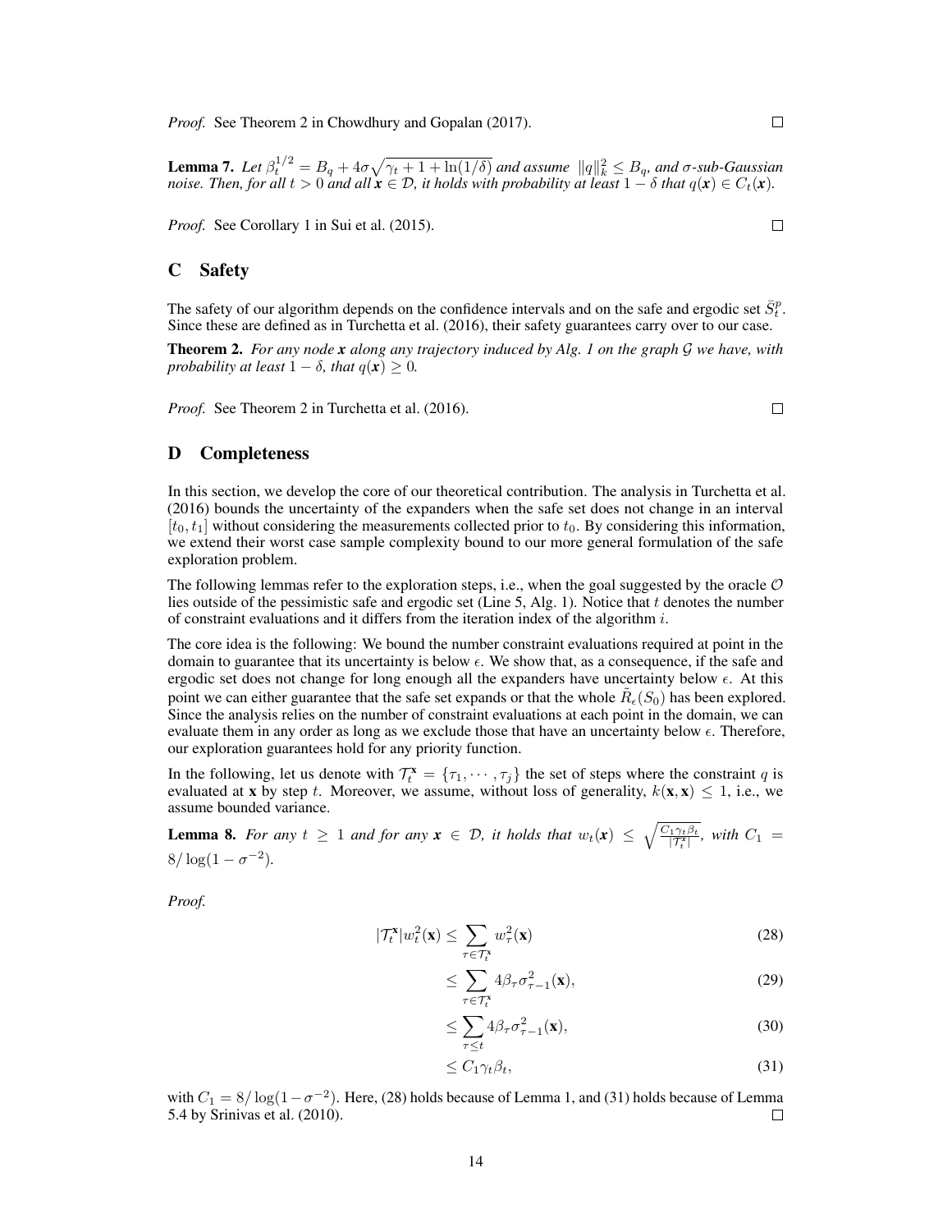*Proof.* See Theorem 2 in Chowdhury and Gopalan (2017). □

**Lemma 7.** *Let $\beta_t^{1/2} = B_q + 4\sigma\sqrt{\gamma_t + 1 + \ln(1/\delta)}$ and assume $\|q\|_k^2 \leq B_q$, and $\sigma$-sub-Gaussian noise. Then, for all $t > 0$ and all $\mathbf{x} \in \mathcal{D}$, it holds with probability at least $1 - \delta$ that $q(\mathbf{x}) \in C_t(\mathbf{x})$.*

*Proof.* See Corollary 1 in Sui et al. (2015). □

## C Safety

The safety of our algorithm depends on the confidence intervals and on the safe and ergodic set $\bar{S}_t^p$. Since these are defined as in Turchetta et al. (2016), their safety guarantees carry over to our case.

**Theorem 2.** *For any node $\mathbf{x}$ along any trajectory induced by Alg. 1 on the graph $\mathcal{G}$ we have, with probability at least $1 - \delta$, that $q(\mathbf{x}) \geq 0$.*

*Proof.* See Theorem 2 in Turchetta et al. (2016). □

## D Completeness

In this section, we develop the core of our theoretical contribution. The analysis in Turchetta et al. (2016) bounds the uncertainty of the expanders when the safe set does not change in an interval $[t_0, t_1]$ without considering the measurements collected prior to $t_0$. By considering this information, we extend their worst case sample complexity bound to our more general formulation of the safe exploration problem.

The following lemmas refer to the exploration steps, i.e., when the goal suggested by the oracle $\mathcal{O}$ lies outside of the pessimistic safe and ergodic set (Line 5, Alg. 1). Notice that $t$ denotes the number of constraint evaluations and it differs from the iteration index of the algorithm $i$.

The core idea is the following: We bound the number constraint evaluations required at point in the domain to guarantee that its uncertainty is below $\epsilon$. We show that, as a consequence, if the safe and ergodic set does not change for long enough all the expanders have uncertainty below $\epsilon$. At this point we can either guarantee that the safe set expands or that the whole $\tilde{R}_\epsilon(S_0)$ has been explored. Since the analysis relies on the number of constraint evaluations at each point in the domain, we can evaluate them in any order as long as we exclude those that have an uncertainty below $\epsilon$. Therefore, our exploration guarantees hold for any priority function.

In the following, let us denote with $\mathcal{T}_t^{\mathbf{x}} = \{\tau_1, \cdots, \tau_j\}$ the set of steps where the constraint $q$ is evaluated at $\mathbf{x}$ by step $t$. Moreover, we assume, without loss of generality, $k(\mathbf{x}, \mathbf{x}) \leq 1$, i.e., we assume bounded variance.

**Lemma 8.** *For any $t \geq 1$ and for any $\mathbf{x} \in \mathcal{D}$, it holds that $w_t(\mathbf{x}) \leq \sqrt{\frac{C_1 \gamma_t \beta_t}{|\mathcal{T}_t^{\mathbf{x}}|}}$, with $C_1 = 8/\log(1 - \sigma^{-2})$.*

*Proof.*

$$|\mathcal{T}_t^{\mathbf{x}}| w_t^2(\mathbf{x}) \leq \sum_{\tau \in \mathcal{T}_t^{\mathbf{x}}} w_\tau^2(\mathbf{x}) \tag{28}$$

$$\leq \sum_{\tau \in \mathcal{T}_t^{\mathbf{x}}} 4\beta_\tau \sigma_{\tau-1}^2(\mathbf{x}), \tag{29}$$

$$\leq \sum_{\tau \leq t} 4\beta_\tau \sigma_{\tau-1}^2(\mathbf{x}), \tag{30}$$

$$\leq C_1 \gamma_t \beta_t, \tag{31}$$

with $C_1 = 8/\log(1 - \sigma^{-2})$. Here, (28) holds because of Lemma 1, and (31) holds because of Lemma 5.4 by Srinivas et al. (2010). □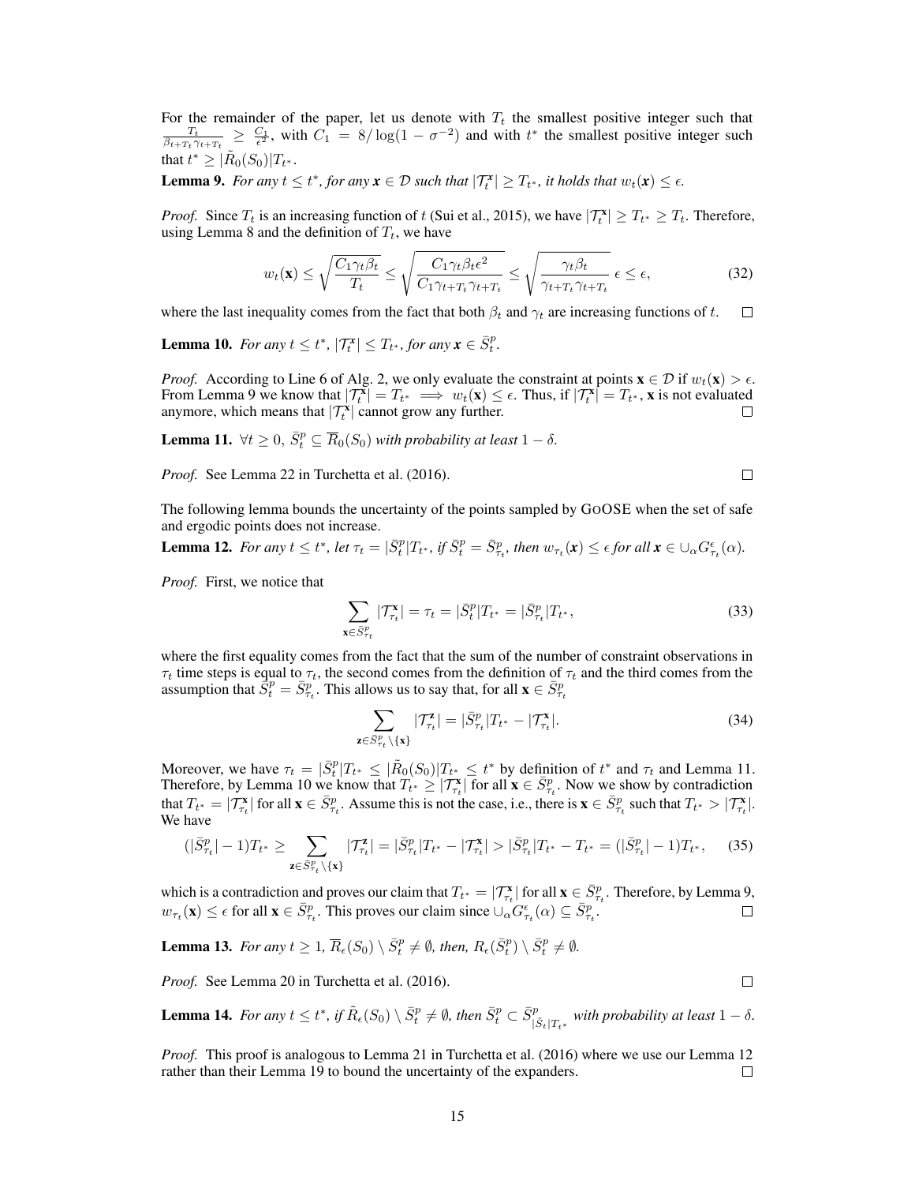For the remainder of the paper, let us denote with $T_t$ the smallest positive integer such that $\frac{T_t}{\beta_{t+T_t}\gamma_{t+T_t}} \geq \frac{C_1}{\epsilon^2}$, with $C_1 = 8/\log(1-\sigma^{-2})$ and with $t^*$ the smallest positive integer such that $t^* \geq |\tilde{R}_0(S_0)|T_{t^*}$.

**Lemma 9.** *For any $t \leq t^*$, for any $\mathbf{x} \in \mathcal{D}$ such that $|\mathcal{T}_t^{\mathbf{x}}| \geq T_{t^*}$, it holds that $w_t(\mathbf{x}) \leq \epsilon$.*

*Proof.* Since $T_t$ is an increasing function of $t$ (Sui et al., 2015), we have $|\mathcal{T}_t^{\mathbf{x}}| \geq T_{t^*} \geq T_t$. Therefore, using Lemma 8 and the definition of $T_t$, we have

$$w_t(\mathbf{x}) \leq \sqrt{\frac{C_1\gamma_t\beta_t}{T_t}} \leq \sqrt{\frac{C_1\gamma_t\beta_t\epsilon^2}{C_1\gamma_{t+T_t}\gamma_{t+T_t}}} \leq \sqrt{\frac{\gamma_t\beta_t}{\gamma_{t+T_t}\gamma_{t+T_t}}}\,\epsilon \leq \epsilon, \tag{32}$$

where the last inequality comes from the fact that both $\beta_t$ and $\gamma_t$ are increasing functions of $t$. $\square$

**Lemma 10.** *For any $t \leq t^*$, $|\mathcal{T}_t^{\mathbf{x}}| \leq T_{t^*}$, for any $\mathbf{x} \in \bar{S}_t^p$.*

*Proof.* According to Line 6 of Alg. 2, we only evaluate the constraint at points $\mathbf{x} \in \mathcal{D}$ if $w_t(\mathbf{x}) > \epsilon$. From Lemma 9 we know that $|\mathcal{T}_t^{\mathbf{x}}| = T_{t^*} \implies w_t(\mathbf{x}) \leq \epsilon$. Thus, if $|\mathcal{T}_t^{\mathbf{x}}| = T_{t^*}$, $\mathbf{x}$ is not evaluated anymore, which means that $|\mathcal{T}_t^{\mathbf{x}}|$ cannot grow any further. $\square$

**Lemma 11.** *$\forall t \geq 0$, $\bar{S}_t^p \subseteq \overline{R}_0(S_0)$ with probability at least $1-\delta$.*

*Proof.* See Lemma 22 in Turchetta et al. (2016). $\square$

The following lemma bounds the uncertainty of the points sampled by GoOSE when the set of safe and ergodic points does not increase.

**Lemma 12.** *For any $t \leq t^*$, let $\tau_t = |\bar{S}_t^p|T_{t^*}$, if $\bar{S}_t^p = \bar{S}_{\tau_t}^p$, then $w_{\tau_t}(\mathbf{x}) \leq \epsilon$ for all $\mathbf{x} \in \cup_\alpha G_{\tau_t}^\epsilon(\alpha)$.*

*Proof.* First, we notice that

$$\sum_{\mathbf{x} \in \bar{S}_{\tau_t}^p} |\mathcal{T}_{\tau_t}^{\mathbf{x}}| = \tau_t = |\bar{S}_t^p|T_{t^*} = |\bar{S}_{\tau_t}^p|T_{t^*}, \tag{33}$$

where the first equality comes from the fact that the sum of the number of constraint observations in $\tau_t$ time steps is equal to $\tau_t$, the second comes from the definition of $\tau_t$ and the third comes from the assumption that $\bar{S}_t^p = \bar{S}_{\tau_t}^p$. This allows us to say that, for all $\mathbf{x} \in \bar{S}_{\tau_t}^p$

$$\sum_{\mathbf{z} \in \bar{S}_{\tau_t}^p \setminus \{\mathbf{x}\}} |\mathcal{T}_{\tau_t}^{\mathbf{z}}| = |\bar{S}_{\tau_t}^p|T_{t^*} - |\mathcal{T}_{\tau_t}^{\mathbf{x}}|. \tag{34}$$

Moreover, we have $\tau_t = |\bar{S}_t^p|T_{t^*} \leq |\tilde{R}_0(S_0)|T_{t^*} \leq t^*$ by definition of $t^*$ and $\tau_t$ and Lemma 11. Therefore, by Lemma 10 we know that $T_{t^*} \geq |\mathcal{T}_{\tau_t}^{\mathbf{x}}|$ for all $\mathbf{x} \in \bar{S}_{\tau_t}^p$. Now we show by contradiction that $T_{t^*} = |\mathcal{T}_{\tau_t}^{\mathbf{x}}|$ for all $\mathbf{x} \in \bar{S}_{\tau_t}^p$. Assume this is not the case, i.e., there is $\mathbf{x} \in \bar{S}_{\tau_t}^p$ such that $T_{t^*} > |\mathcal{T}_{\tau_t}^{\mathbf{x}}|$. We have

$$(|\bar{S}_{\tau_t}^p| - 1)T_{t^*} \geq \sum_{\mathbf{z} \in \bar{S}_{\tau_t}^p \setminus \{\mathbf{x}\}} |\mathcal{T}_{\tau_t}^{\mathbf{z}}| = |\bar{S}_{\tau_t}^p|T_{t^*} - |\mathcal{T}_{\tau_t}^{\mathbf{x}}| > |\bar{S}_{\tau_t}^p|T_{t^*} - T_{t^*} = (|\bar{S}_{\tau_t}^p| - 1)T_{t^*}, \tag{35}$$

which is a contradiction and proves our claim that $T_{t^*} = |\mathcal{T}_{\tau_t}^{\mathbf{x}}|$ for all $\mathbf{x} \in \bar{S}_{\tau_t}^p$. Therefore, by Lemma 9, $w_{\tau_t}(\mathbf{x}) \leq \epsilon$ for all $\mathbf{x} \in \bar{S}_{\tau_t}^p$. This proves our claim since $\cup_\alpha G_{\tau_t}^\epsilon(\alpha) \subseteq \bar{S}_{\tau_t}^p$. $\square$

**Lemma 13.** *For any $t \geq 1$, $\overline{R}_\epsilon(S_0) \setminus \bar{S}_t^p \neq \emptyset$, then, $R_\epsilon(\bar{S}_t^p) \setminus \bar{S}_t^p \neq \emptyset$.*

*Proof.* See Lemma 20 in Turchetta et al. (2016). $\square$

**Lemma 14.** *For any $t \leq t^*$, if $\tilde{R}_\epsilon(S_0) \setminus \bar{S}_t^p \neq \emptyset$, then $\bar{S}_t^p \subset \bar{S}_{|\hat{S}_t|T_{t^*}}^p$ with probability at least $1-\delta$.*

*Proof.* This proof is analogous to Lemma 21 in Turchetta et al. (2016) where we use our Lemma 12 rather than their Lemma 19 to bound the uncertainty of the expanders. $\square$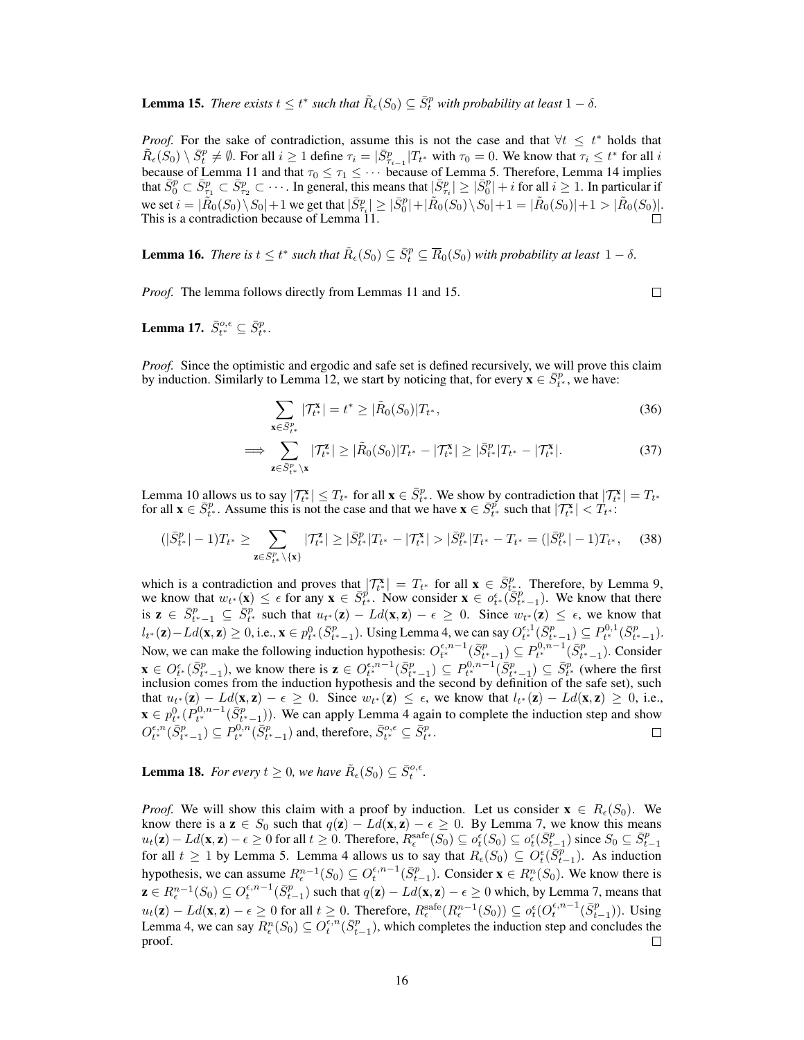**Lemma 15.** *There exists $t \leq t^*$ such that $\tilde{R}_\epsilon(S_0) \subseteq \bar{S}^p_t$ with probability at least $1 - \delta$.*

*Proof.* For the sake of contradiction, assume this is not the case and that $\forall t \leq t^*$ holds that $\tilde{R}_\epsilon(S_0) \setminus \bar{S}^p_t \neq \emptyset$. For all $i \geq 1$ define $\tau_i = |\bar{S}^p_{\tau_{i-1}}| T_{t^*}$ with $\tau_0 = 0$. We know that $\tau_i \leq t^*$ for all $i$ because of Lemma 11 and that $\tau_0 \leq \tau_1 \leq \cdots$ because of Lemma 5. Therefore, Lemma 14 implies that $\bar{S}^p_0 \subset \bar{S}^p_{\tau_1} \subset \bar{S}^p_{\tau_2} \subset \cdots$. In general, this means that $|\bar{S}^p_{\tau_i}| \geq |\bar{S}^p_0| + i$ for all $i \geq 1$. In particular if we set $i = |\tilde{R}_0(S_0) \setminus S_0| + 1$ we get that $|\bar{S}^p_{\tau_i}| \geq |\bar{S}^p_0| + |\tilde{R}_0(S_0) \setminus S_0| + 1 = |\tilde{R}_0(S_0)| + 1 > |\tilde{R}_0(S_0)|$. This is a contradiction because of Lemma 11. $\square$

**Lemma 16.** *There is $t \leq t^*$ such that $\tilde{R}_\epsilon(S_0) \subseteq \bar{S}^p_t \subseteq \overline{R}_0(S_0)$ with probability at least $1 - \delta$.*

*Proof.* The lemma follows directly from Lemmas 11 and 15. $\square$

**Lemma 17.** $\bar{S}^{o,\epsilon}_{t^*} \subseteq \bar{S}^p_{t^*}$.

*Proof.* Since the optimistic and ergodic and safe set is defined recursively, we will prove this claim by induction. Similarly to Lemma 12, we start by noticing that, for every $\mathbf{x} \in \bar{S}^p_{t^*}$, we have:

$$\sum_{\mathbf{x} \in \bar{S}^p_{t^*}} |\mathcal{T}^{\mathbf{x}}_{t^*}| = t^* \geq |\tilde{R}_0(S_0)| T_{t^*}, \tag{36}$$

$$\implies \sum_{\mathbf{z} \in \bar{S}^p_{t^*} \setminus \mathbf{x}} |\mathcal{T}^{\mathbf{z}}_{t^*}| \geq |\tilde{R}_0(S_0)| T_{t^*} - |\mathcal{T}^{\mathbf{x}}_{t^*}| \geq |\bar{S}^p_{t^*}| T_{t^*} - |\mathcal{T}^{\mathbf{x}}_{t^*}|. \tag{37}$$

Lemma 10 allows us to say $|\mathcal{T}^{\mathbf{x}}_{t^*}| \leq T_{t^*}$ for all $\mathbf{x} \in \bar{S}^p_{t^*}$. We show by contradiction that $|\mathcal{T}^{\mathbf{x}}_{t^*}| = T_{t^*}$ for all $\mathbf{x} \in \bar{S}^p_{t^*}$. Assume this is not the case and that we have $\mathbf{x} \in \bar{S}^p_{t^*}$ such that $|\mathcal{T}^{\mathbf{x}}_{t^*}| < T_{t^*}$:

$$(|\bar{S}^p_{t^*}| - 1) T_{t^*} \geq \sum_{\mathbf{z} \in \bar{S}^p_{t^*} \setminus \{\mathbf{x}\}} |\mathcal{T}^{\mathbf{z}}_{t^*}| \geq |\bar{S}^p_{t^*}| T_{t^*} - |\mathcal{T}^{\mathbf{x}}_{t^*}| > |\bar{S}^p_{t^*}| T_{t^*} - T_{t^*} = (|\bar{S}^p_{t^*}| - 1) T_{t^*}, \tag{38}$$

which is a contradiction and proves that $|\mathcal{T}^{\mathbf{x}}_{t^*}| = T_{t^*}$ for all $\mathbf{x} \in \bar{S}^p_{t^*}$. Therefore, by Lemma 9, we know that $w_{t^*}(\mathbf{x}) \leq \epsilon$ for any $\mathbf{x} \in \bar{S}^p_{t^*}$. Now consider $\mathbf{x} \in o^\epsilon_{t^*}(\bar{S}^p_{t^*-1})$. We know that there is $\mathbf{z} \in \bar{S}^p_{t^*-1} \subseteq \bar{S}^p_{t^*}$ such that $u_{t^*}(\mathbf{z}) - Ld(\mathbf{x}, \mathbf{z}) - \epsilon \geq 0$. Since $w_{t^*}(\mathbf{z}) \leq \epsilon$, we know that $l_{t^*}(\mathbf{z}) - Ld(\mathbf{x}, \mathbf{z}) \geq 0$, i.e., $\mathbf{x} \in p^0_{t^*}(\bar{S}^p_{t^*-1})$. Using Lemma 4, we can say $O^{\epsilon,1}_{t^*}(\bar{S}^p_{t^*-1}) \subseteq P^{0,1}_{t^*}(\bar{S}^p_{t^*-1})$. Now, we can make the following induction hypothesis: $O^{\epsilon,n-1}_{t^*}(\bar{S}^p_{t^*-1}) \subseteq P^{0,n-1}_{t^*}(\bar{S}^p_{t^*-1})$. Consider $\mathbf{x} \in O^\epsilon_{t^*}(\bar{S}^p_{t^*-1})$, we know there is $\mathbf{z} \in O^{\epsilon,n-1}_{t^*}(\bar{S}^p_{t^*-1}) \subseteq P^{0,n-1}_{t^*}(\bar{S}^p_{t^*-1}) \subseteq \bar{S}^p_{t^*}$ (where the first inclusion comes from the induction hypothesis and the second by definition of the safe set), such that $u_{t^*}(\mathbf{z}) - Ld(\mathbf{x}, \mathbf{z}) - \epsilon \geq 0$. Since $w_{t^*}(\mathbf{z}) \leq \epsilon$, we know that $l_{t^*}(\mathbf{z}) - Ld(\mathbf{x}, \mathbf{z}) \geq 0$, i.e., $\mathbf{x} \in p^0_{t^*}(P^{0,n-1}_{t^*}(\bar{S}^p_{t^*-1}))$. We can apply Lemma 4 again to complete the induction step and show $O^{\epsilon,n}_{t^*}(\bar{S}^p_{t^*-1}) \subseteq P^{0,n}_{t^*}(\bar{S}^p_{t^*-1})$ and, therefore, $\bar{S}^{o,\epsilon}_{t^*} \subseteq \bar{S}^p_{t^*}$. $\square$

**Lemma 18.** *For every $t \geq 0$, we have $\tilde{R}_\epsilon(S_0) \subseteq \bar{S}^{o,\epsilon}_t$.*

*Proof.* We will show this claim with a proof by induction. Let us consider $\mathbf{x} \in R_\epsilon(S_0)$. We know there is a $\mathbf{z} \in S_0$ such that $q(\mathbf{z}) - Ld(\mathbf{x}, \mathbf{z}) - \epsilon \geq 0$. By Lemma 7, we know this means $u_t(\mathbf{z}) - Ld(\mathbf{x}, \mathbf{z}) - \epsilon \geq 0$ for all $t \geq 0$. Therefore, $R^{\text{safe}}_\epsilon(S_0) \subseteq o^\epsilon_t(S_0) \subseteq o^\epsilon_t(\bar{S}^p_{t-1})$ since $S_0 \subseteq \bar{S}^p_{t-1}$ for all $t \geq 1$ by Lemma 5. Lemma 4 allows us to say that $R_\epsilon(S_0) \subseteq O^\epsilon_t(\bar{S}^p_{t-1})$. As induction hypothesis, we can assume $R^{n-1}_\epsilon(S_0) \subseteq O^{\epsilon,n-1}_t(\bar{S}^p_{t-1})$. Consider $\mathbf{x} \in R^n_\epsilon(S_0)$. We know there is $\mathbf{z} \in R^{n-1}_\epsilon(S_0) \subseteq O^{\epsilon,n-1}_t(\bar{S}^p_{t-1})$ such that $q(\mathbf{z}) - Ld(\mathbf{x}, \mathbf{z}) - \epsilon \geq 0$ which, by Lemma 7, means that $u_t(\mathbf{z}) - Ld(\mathbf{x}, \mathbf{z}) - \epsilon \geq 0$ for all $t \geq 0$. Therefore, $R^{\text{safe}}_\epsilon(R^{n-1}_\epsilon(S_0)) \subseteq o^\epsilon_t(O^{\epsilon,n-1}_t(\bar{S}^p_{t-1}))$. Using Lemma 4, we can say $R^n_\epsilon(S_0) \subseteq O^{\epsilon,n}_t(\bar{S}^p_{t-1})$, which completes the induction step and concludes the proof. $\square$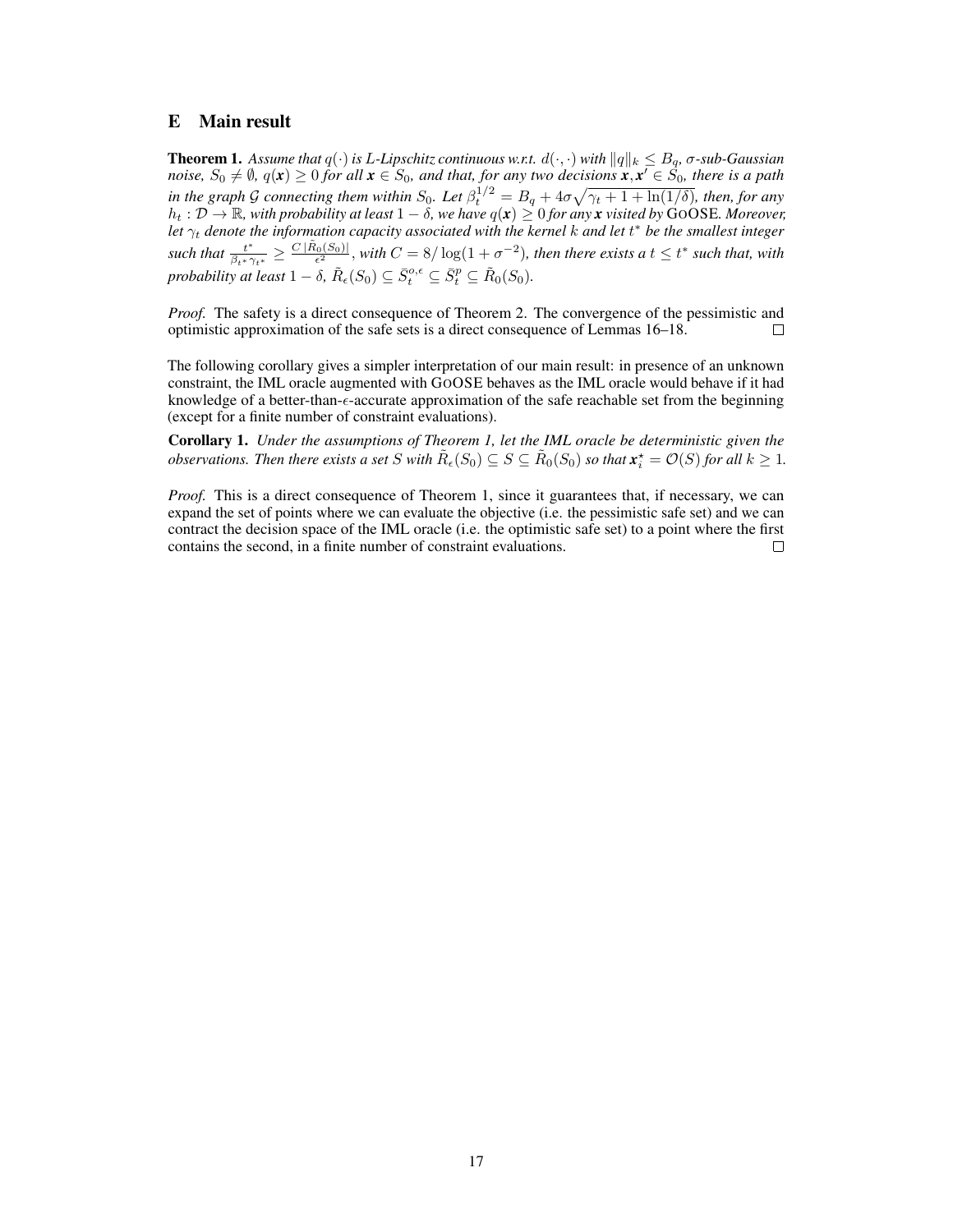# E Main result

**Theorem 1.** *Assume that $q(\cdot)$ is $L$-Lipschitz continuous w.r.t. $d(\cdot,\cdot)$ with $\|q\|_k \leq B_q$, $\sigma$-sub-Gaussian noise, $S_0 \neq \emptyset$, $q(\boldsymbol{x}) \geq 0$ for all $\boldsymbol{x} \in S_0$, and that, for any two decisions $\boldsymbol{x}, \boldsymbol{x}' \in S_0$, there is a path in the graph $\mathcal{G}$ connecting them within $S_0$. Let $\beta_t^{1/2} = B_q + 4\sigma\sqrt{\gamma_t + 1 + \ln(1/\delta)}$, then, for any $h_t : \mathcal{D} \to \mathbb{R}$, with probability at least $1-\delta$, we have $q(\boldsymbol{x}) \geq 0$ for any $\boldsymbol{x}$ visited by* GoOSE*. Moreover, let $\gamma_t$ denote the information capacity associated with the kernel $k$ and let $t^*$ be the smallest integer such that $\frac{t^*}{\beta_{t^*}\gamma_{t^*}} \geq \frac{C\,|\tilde{R}_0(S_0)|}{\epsilon^2}$, with $C = 8/\log(1+\sigma^{-2})$, then there exists a $t \leq t^*$ such that, with probability at least $1-\delta$, $\tilde{R}_\epsilon(S_0) \subseteq \bar{S}_t^{o,\epsilon} \subseteq \bar{S}_t^p \subseteq \tilde{R}_0(S_0)$.*

*Proof.* The safety is a direct consequence of Theorem 2. The convergence of the pessimistic and optimistic approximation of the safe sets is a direct consequence of Lemmas 16–18. □

The following corollary gives a simpler interpretation of our main result: in presence of an unknown constraint, the IML oracle augmented with GoOSE behaves as the IML oracle would behave if it had knowledge of a better-than-$\epsilon$-accurate approximation of the safe reachable set from the beginning (except for a finite number of constraint evaluations).

**Corollary 1.** *Under the assumptions of Theorem 1, let the IML oracle be deterministic given the observations. Then there exists a set $S$ with $\tilde{R}_\epsilon(S_0) \subseteq S \subseteq \tilde{R}_0(S_0)$ so that $\boldsymbol{x}_i^\star = \mathcal{O}(S)$ for all $k \geq 1$.*

*Proof.* This is a direct consequence of Theorem 1, since it guarantees that, if necessary, we can expand the set of points where we can evaluate the objective (i.e. the pessimistic safe set) and we can contract the decision space of the IML oracle (i.e. the optimistic safe set) to a point where the first contains the second, in a finite number of constraint evaluations. □